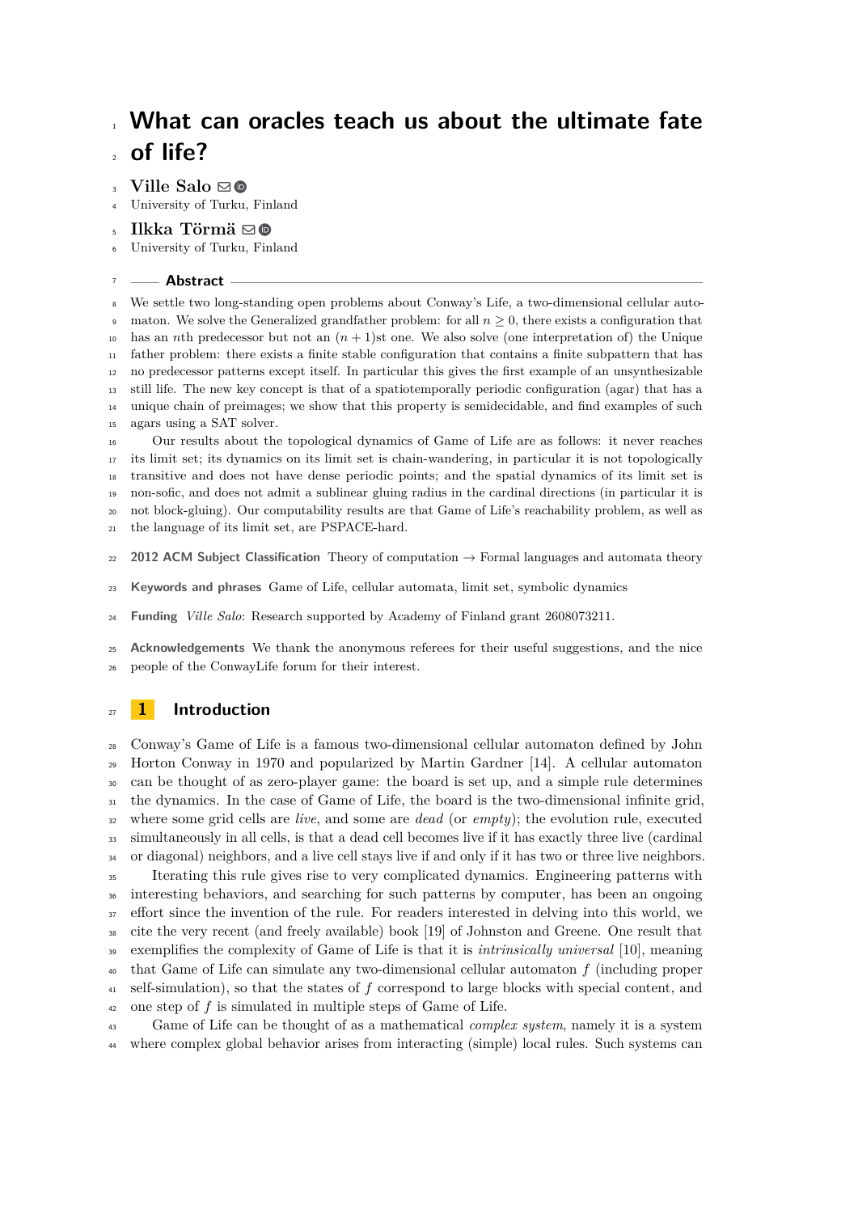# What can oracles teach us about the ultimate fate of life?

**Ville Salo**
University of Turku, Finland

**Ilkka Törmä**
University of Turku, Finland

## Abstract

We settle two long-standing open problems about Conway's Life, a two-dimensional cellular automaton. We solve the Generalized grandfather problem: for all $n \geq 0$, there exists a configuration that has an $n$th predecessor but not an $(n+1)$st one. We also solve (one interpretation of) the Unique father problem: there exists a finite stable configuration that contains a finite subpattern that has no predecessor patterns except itself. In particular this gives the first example of an unsynthesizable still life. The new key concept is that of a spatiotemporally periodic configuration (agar) that has a unique chain of preimages; we show that this property is semidecidable, and find examples of such agars using a SAT solver.

Our results about the topological dynamics of Game of Life are as follows: it never reaches its limit set; its dynamics on its limit set is chain-wandering, in particular it is not topologically transitive and does not have dense periodic points; and the spatial dynamics of its limit set is non-sofic, and does not admit a sublinear gluing radius in the cardinal directions (in particular it is not block-gluing). Our computability results are that Game of Life's reachability problem, as well as the language of its limit set, are PSPACE-hard.

**2012 ACM Subject Classification** Theory of computation → Formal languages and automata theory

**Keywords and phrases** Game of Life, cellular automata, limit set, symbolic dynamics

**Funding** *Ville Salo*: Research supported by Academy of Finland grant 2608073211.

**Acknowledgements** We thank the anonymous referees for their useful suggestions, and the nice people of the ConwayLife forum for their interest.

## 1 Introduction

Conway's Game of Life is a famous two-dimensional cellular automaton defined by John Horton Conway in 1970 and popularized by Martin Gardner [14]. A cellular automaton can be thought of as zero-player game: the board is set up, and a simple rule determines the dynamics. In the case of Game of Life, the board is the two-dimensional infinite grid, where some grid cells are *live*, and some are *dead* (or *empty*); the evolution rule, executed simultaneously in all cells, is that a dead cell becomes live if it has exactly three live (cardinal or diagonal) neighbors, and a live cell stays live if and only if it has two or three live neighbors.

Iterating this rule gives rise to very complicated dynamics. Engineering patterns with interesting behaviors, and searching for such patterns by computer, has been an ongoing effort since the invention of the rule. For readers interested in delving into this world, we cite the very recent (and freely available) book [19] of Johnston and Greene. One result that exemplifies the complexity of Game of Life is that it is *intrinsically universal* [10], meaning that Game of Life can simulate any two-dimensional cellular automaton $f$ (including proper self-simulation), so that the states of $f$ correspond to large blocks with special content, and one step of $f$ is simulated in multiple steps of Game of Life.

Game of Life can be thought of as a mathematical *complex system*, namely it is a system where complex global behavior arises from interacting (simple) local rules. Such systems can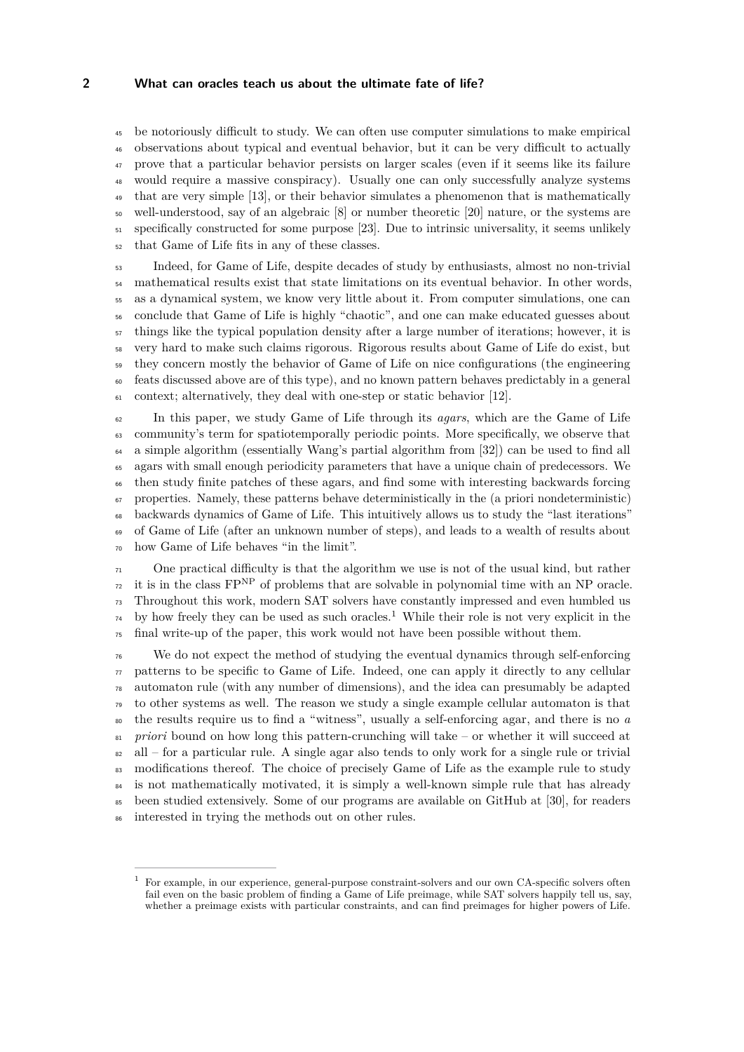be notoriously difficult to study. We can often use computer simulations to make empirical observations about typical and eventual behavior, but it can be very difficult to actually prove that a particular behavior persists on larger scales (even if it seems like its failure would require a massive conspiracy). Usually one can only successfully analyze systems that are very simple [13], or their behavior simulates a phenomenon that is mathematically well-understood, say of an algebraic [8] or number theoretic [20] nature, or the systems are specifically constructed for some purpose [23]. Due to intrinsic universality, it seems unlikely that Game of Life fits in any of these classes.

Indeed, for Game of Life, despite decades of study by enthusiasts, almost no non-trivial mathematical results exist that state limitations on its eventual behavior. In other words, as a dynamical system, we know very little about it. From computer simulations, one can conclude that Game of Life is highly "chaotic", and one can make educated guesses about things like the typical population density after a large number of iterations; however, it is very hard to make such claims rigorous. Rigorous results about Game of Life do exist, but they concern mostly the behavior of Game of Life on nice configurations (the engineering feats discussed above are of this type), and no known pattern behaves predictably in a general context; alternatively, they deal with one-step or static behavior [12].

In this paper, we study Game of Life through its *agars*, which are the Game of Life community's term for spatiotemporally periodic points. More specifically, we observe that a simple algorithm (essentially Wang's partial algorithm from [32]) can be used to find all agars with small enough periodicity parameters that have a unique chain of predecessors. We then study finite patches of these agars, and find some with interesting backwards forcing properties. Namely, these patterns behave deterministically in the (a priori nondeterministic) backwards dynamics of Game of Life. This intuitively allows us to study the "last iterations" of Game of Life (after an unknown number of steps), and leads to a wealth of results about how Game of Life behaves "in the limit".

One practical difficulty is that the algorithm we use is not of the usual kind, but rather it is in the class $\mathrm{FP}^{\mathrm{NP}}$ of problems that are solvable in polynomial time with an NP oracle. Throughout this work, modern SAT solvers have constantly impressed and even humbled us by how freely they can be used as such oracles.[1] While their role is not very explicit in the final write-up of the paper, this work would not have been possible without them.

We do not expect the method of studying the eventual dynamics through self-enforcing patterns to be specific to Game of Life. Indeed, one can apply it directly to any cellular automaton rule (with any number of dimensions), and the idea can presumably be adapted to other systems as well. The reason we study a single example cellular automaton is that the results require us to find a "witness", usually a self-enforcing agar, and there is no *a priori* bound on how long this pattern-crunching will take – or whether it will succeed at all – for a particular rule. A single agar also tends to only work for a single rule or trivial modifications thereof. The choice of precisely Game of Life as the example rule to study is not mathematically motivated, it is simply a well-known simple rule that has already been studied extensively. Some of our programs are available on GitHub at [30], for readers interested in trying the methods out on other rules.

[1] For example, in our experience, general-purpose constraint-solvers and our own CA-specific solvers often fail even on the basic problem of finding a Game of Life preimage, while SAT solvers happily tell us, say, whether a preimage exists with particular constraints, and can find preimages for higher powers of Life.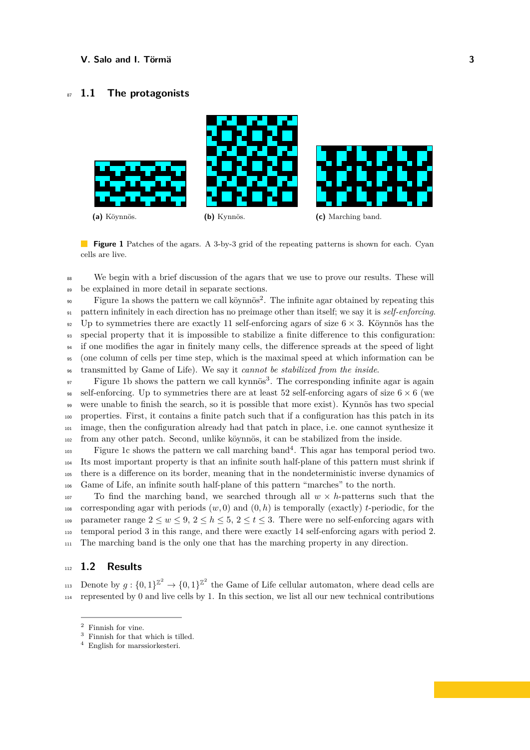## 1.1 The protagonists

(a) Köynnös.

(b) Kynnös.

(c) Marching band.

**Figure 1** Patches of the agars. A 3-by-3 grid of the repeating patterns is shown for each. Cyan cells are live.

We begin with a brief discussion of the agars that we use to prove our results. These will be explained in more detail in separate sections.

Figure 1a shows the pattern we call köynnös[2]. The infinite agar obtained by repeating this pattern infinitely in each direction has no preimage other than itself; we say it is *self-enforcing*. Up to symmetries there are exactly 11 self-enforcing agars of size $6 \times 3$. Köynnös has the special property that it is impossible to stabilize a finite difference to this configuration: if one modifies the agar in finitely many cells, the difference spreads at the speed of light (one column of cells per time step, which is the maximal speed at which information can be transmitted by Game of Life). We say it *cannot be stabilized from the inside*.

Figure 1b shows the pattern we call kynnös[3]. The corresponding infinite agar is again self-enforcing. Up to symmetries there are at least 52 self-enforcing agars of size $6 \times 6$ (we were unable to finish the search, so it is possible that more exist). Kynnös has two special properties. First, it contains a finite patch such that if a configuration has this patch in its image, then the configuration already had that patch in place, i.e. one cannot synthesize it from any other patch. Second, unlike köynnös, it can be stabilized from the inside.

Figure 1c shows the pattern we call marching band[4]. This agar has temporal period two. Its most important property is that an infinite south half-plane of this pattern must shrink if there is a difference on its border, meaning that in the nondeterministic inverse dynamics of Game of Life, an infinite south half-plane of this pattern "marches" to the north.

To find the marching band, we searched through all $w \times h$-patterns such that the corresponding agar with periods $(w, 0)$ and $(0, h)$ is temporally (exactly) $t$-periodic, for the parameter range $2 \leq w \leq 9$, $2 \leq h \leq 5$, $2 \leq t \leq 3$. There were no self-enforcing agars with temporal period 3 in this range, and there were exactly 14 self-enforcing agars with period 2. The marching band is the only one that has the marching property in any direction.

## 1.2 Results

Denote by $g : \{0,1\}^{\mathbb{Z}^2} \to \{0,1\}^{\mathbb{Z}^2}$ the Game of Life cellular automaton, where dead cells are represented by 0 and live cells by 1. In this section, we list all our new technical contributions

[2] Finnish for vine.
[3] Finnish for that which is tilled.
[4] English for marssiorkesteri.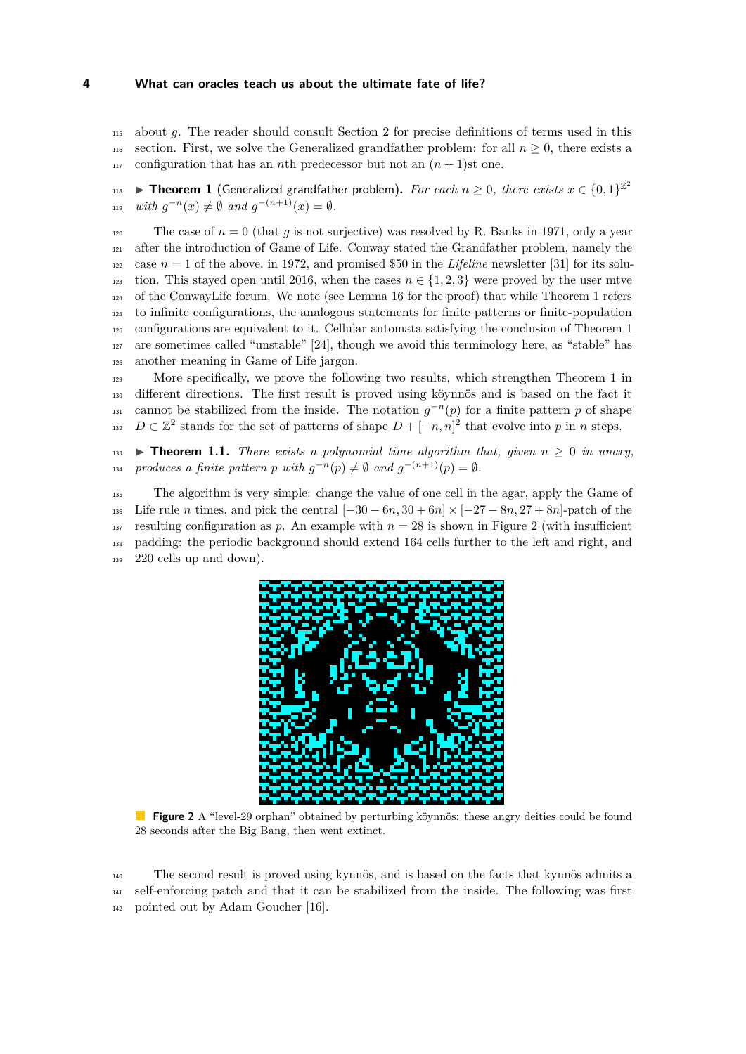about $g$. The reader should consult Section 2 for precise definitions of terms used in this section. First, we solve the Generalized grandfather problem: for all $n \geq 0$, there exists a configuration that has an $n$th predecessor but not an $(n+1)$st one.

▶ **Theorem 1** (Generalized grandfather problem). *For each $n \geq 0$, there exists $x \in \{0,1\}^{\mathbb{Z}^2}$ with $g^{-n}(x) \neq \emptyset$ and $g^{-(n+1)}(x) = \emptyset$.*

The case of $n = 0$ (that $g$ is not surjective) was resolved by R. Banks in 1971, only a year after the introduction of Game of Life. Conway stated the Grandfather problem, namely the case $n = 1$ of the above, in 1972, and promised \$50 in the *Lifeline* newsletter [31] for its solution. This stayed open until 2016, when the cases $n \in \{1, 2, 3\}$ were proved by the user mtve of the ConwayLife forum. We note (see Lemma 16 for the proof) that while Theorem 1 refers to infinite configurations, the analogous statements for finite patterns or finite-population configurations are equivalent to it. Cellular automata satisfying the conclusion of Theorem 1 are sometimes called "unstable" [24], though we avoid this terminology here, as "stable" has another meaning in Game of Life jargon.

More specifically, we prove the following two results, which strengthen Theorem 1 in different directions. The first result is proved using köynnös and is based on the fact it cannot be stabilized from the inside. The notation $g^{-n}(p)$ for a finite pattern $p$ of shape $D \subset \mathbb{Z}^2$ stands for the set of patterns of shape $D + [-n, n]^2$ that evolve into $p$ in $n$ steps.

▶ **Theorem 1.1.** *There exists a polynomial time algorithm that, given $n \geq 0$ in unary, produces a finite pattern $p$ with $g^{-n}(p) \neq \emptyset$ and $g^{-(n+1)}(p) = \emptyset$.*

The algorithm is very simple: change the value of one cell in the agar, apply the Game of Life rule $n$ times, and pick the central $[-30 - 6n, 30 + 6n] \times [-27 - 8n, 27 + 8n]$-patch of the resulting configuration as $p$. An example with $n = 28$ is shown in Figure 2 (with insufficient padding: the periodic background should extend 164 cells further to the left and right, and 220 cells up and down).

**Figure 2** A "level-29 orphan" obtained by perturbing köynnös: these angry deities could be found 28 seconds after the Big Bang, then went extinct.

The second result is proved using kynnös, and is based on the facts that kynnös admits a self-enforcing patch and that it can be stabilized from the inside. The following was first pointed out by Adam Goucher [16].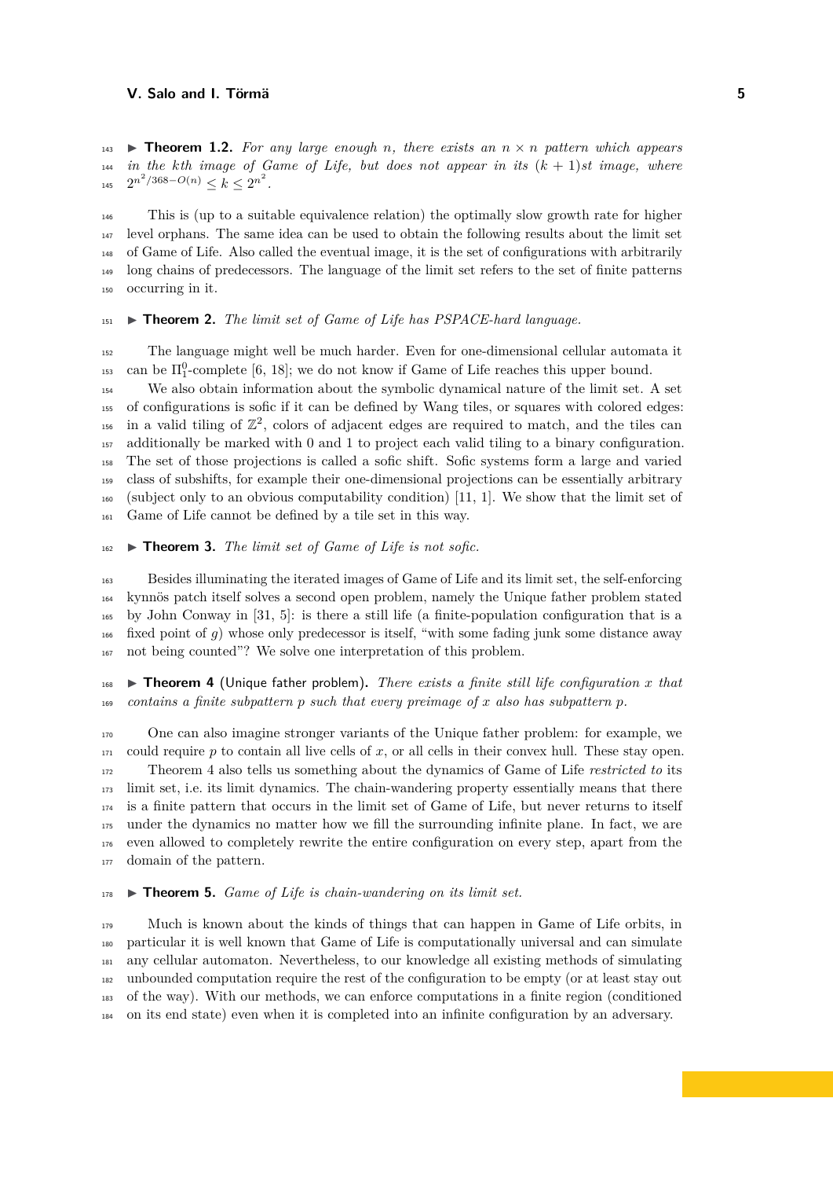▶ **Theorem 1.2.** *For any large enough $n$, there exists an $n \times n$ pattern which appears in the $k$th image of Game of Life, but does not appear in its $(k+1)$st image, where $2^{n^2/368 - O(n)} \leq k \leq 2^{n^2}$.*

This is (up to a suitable equivalence relation) the optimally slow growth rate for higher level orphans. The same idea can be used to obtain the following results about the limit set of Game of Life. Also called the eventual image, it is the set of configurations with arbitrarily long chains of predecessors. The language of the limit set refers to the set of finite patterns occurring in it.

▶ **Theorem 2.** *The limit set of Game of Life has PSPACE-hard language.*

The language might well be much harder. Even for one-dimensional cellular automata it can be $\Pi^0_1$-complete [6, 18]; we do not know if Game of Life reaches this upper bound.

We also obtain information about the symbolic dynamical nature of the limit set. A set of configurations is sofic if it can be defined by Wang tiles, or squares with colored edges: in a valid tiling of $\mathbb{Z}^2$, colors of adjacent edges are required to match, and the tiles can additionally be marked with 0 and 1 to project each valid tiling to a binary configuration. The set of those projections is called a sofic shift. Sofic systems form a large and varied class of subshifts, for example their one-dimensional projections can be essentially arbitrary (subject only to an obvious computability condition) [11, 1]. We show that the limit set of Game of Life cannot be defined by a tile set in this way.

▶ **Theorem 3.** *The limit set of Game of Life is not sofic.*

Besides illuminating the iterated images of Game of Life and its limit set, the self-enforcing kynnös patch itself solves a second open problem, namely the Unique father problem stated by John Conway in [31, 5]: is there a still life (a finite-population configuration that is a fixed point of $g$) whose only predecessor is itself, "with some fading junk some distance away not being counted"? We solve one interpretation of this problem.

▶ **Theorem 4** (Unique father problem)**.** *There exists a finite still life configuration $x$ that contains a finite subpattern $p$ such that every preimage of $x$ also has subpattern $p$.*

One can also imagine stronger variants of the Unique father problem: for example, we could require $p$ to contain all live cells of $x$, or all cells in their convex hull. These stay open.

Theorem 4 also tells us something about the dynamics of Game of Life *restricted to* its limit set, i.e. its limit dynamics. The chain-wandering property essentially means that there is a finite pattern that occurs in the limit set of Game of Life, but never returns to itself under the dynamics no matter how we fill the surrounding infinite plane. In fact, we are even allowed to completely rewrite the entire configuration on every step, apart from the domain of the pattern.

▶ **Theorem 5.** *Game of Life is chain-wandering on its limit set.*

Much is known about the kinds of things that can happen in Game of Life orbits, in particular it is well known that Game of Life is computationally universal and can simulate any cellular automaton. Nevertheless, to our knowledge all existing methods of simulating unbounded computation require the rest of the configuration to be empty (or at least stay out of the way). With our methods, we can enforce computations in a finite region (conditioned on its end state) even when it is completed into an infinite configuration by an adversary.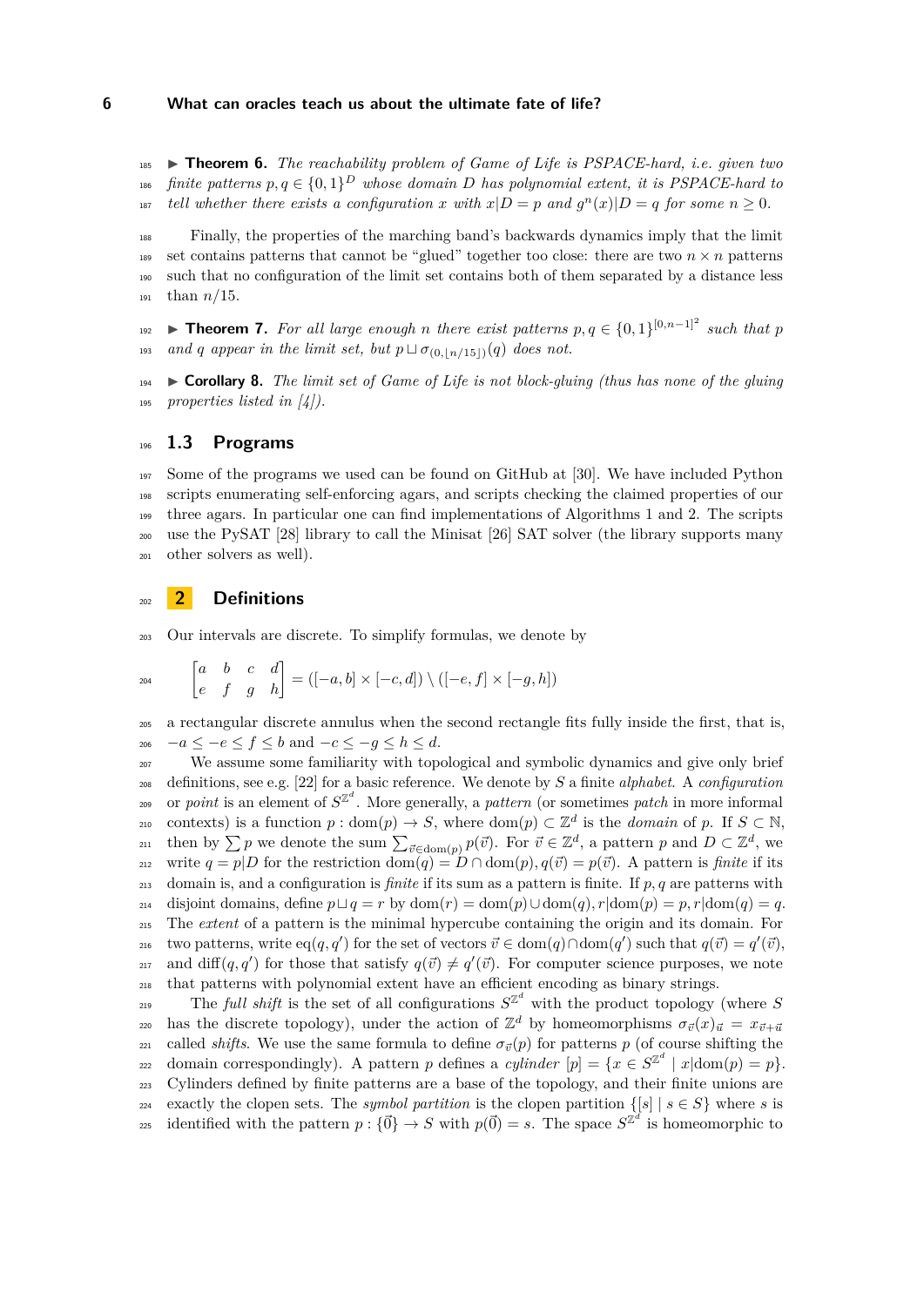▶ **Theorem 6.** *The reachability problem of Game of Life is PSPACE-hard, i.e. given two finite patterns $p, q \in \{0,1\}^D$ whose domain $D$ has polynomial extent, it is PSPACE-hard to tell whether there exists a configuration $x$ with $x|D = p$ and $g^n(x)|D = q$ for some $n \geq 0$.*

Finally, the properties of the marching band's backwards dynamics imply that the limit set contains patterns that cannot be "glued" together too close: there are two $n \times n$ patterns such that no configuration of the limit set contains both of them separated by a distance less than $n/15$.

▶ **Theorem 7.** *For all large enough $n$ there exist patterns $p, q \in \{0,1\}^{[0,n-1]^2}$ such that $p$ and $q$ appear in the limit set, but $p \sqcup \sigma_{(0,\lfloor n/15 \rfloor)}(q)$ does not.*

▶ **Corollary 8.** *The limit set of Game of Life is not block-gluing (thus has none of the gluing properties listed in [4]).*

## 1.3 Programs

Some of the programs we used can be found on GitHub at [30]. We have included Python scripts enumerating self-enforcing agars, and scripts checking the claimed properties of our three agars. In particular one can find implementations of Algorithms 1 and 2. The scripts use the PySAT [28] library to call the Minisat [26] SAT solver (the library supports many other solvers as well).

# 2 Definitions

Our intervals are discrete. To simplify formulas, we denote by

$$\begin{bmatrix} a & b & c & d \\ e & f & g & h \end{bmatrix} = ([-a, b] \times [-c, d]) \setminus ([-e, f] \times [-g, h])$$

a rectangular discrete annulus when the second rectangle fits fully inside the first, that is, $-a \leq -e \leq f \leq b$ and $-c \leq -g \leq h \leq d$.

We assume some familiarity with topological and symbolic dynamics and give only brief definitions, see e.g. [22] for a basic reference. We denote by $S$ a finite *alphabet*. A *configuration* or *point* is an element of $S^{\mathbb{Z}^d}$. More generally, a *pattern* (or sometimes *patch* in more informal contexts) is a function $p : \mathrm{dom}(p) \to S$, where $\mathrm{dom}(p) \subset \mathbb{Z}^d$ is the *domain* of $p$. If $S \subset \mathbb{N}$, then by $\sum p$ we denote the sum $\sum_{\vec{v} \in \mathrm{dom}(p)} p(\vec{v})$. For $\vec{v} \in \mathbb{Z}^d$, a pattern $p$ and $D \subset \mathbb{Z}^d$, we write $q = p|D$ for the restriction $\mathrm{dom}(q) = D \cap \mathrm{dom}(p), q(\vec{v}) = p(\vec{v})$. A pattern is *finite* if its domain is, and a configuration is *finite* if its sum as a pattern is finite. If $p, q$ are patterns with disjoint domains, define $p \sqcup q = r$ by $\mathrm{dom}(r) = \mathrm{dom}(p) \cup \mathrm{dom}(q), r|\mathrm{dom}(p) = p, r|\mathrm{dom}(q) = q$. The *extent* of a pattern is the minimal hypercube containing the origin and its domain. For two patterns, write $\mathrm{eq}(q, q')$ for the set of vectors $\vec{v} \in \mathrm{dom}(q) \cap \mathrm{dom}(q')$ such that $q(\vec{v}) = q'(\vec{v})$, and $\mathrm{diff}(q, q')$ for those that satisfy $q(\vec{v}) \neq q'(\vec{v})$. For computer science purposes, we note that patterns with polynomial extent have an efficient encoding as binary strings.

The *full shift* is the set of all configurations $S^{\mathbb{Z}^d}$ with the product topology (where $S$ has the discrete topology), under the action of $\mathbb{Z}^d$ by homeomorphisms $\sigma_{\vec{v}}(x)_{\vec{u}} = x_{\vec{v}+\vec{u}}$ called *shifts*. We use the same formula to define $\sigma_{\vec{v}}(p)$ for patterns $p$ (of course shifting the domain correspondingly). A pattern $p$ defines a *cylinder* $[p] = \{x \in S^{\mathbb{Z}^d} \mid x|\mathrm{dom}(p) = p\}$. Cylinders defined by finite patterns are a base of the topology, and their finite unions are exactly the clopen sets. The *symbol partition* is the clopen partition $\{[s] \mid s \in S\}$ where $s$ is identified with the pattern $p : \{\vec{0}\} \to S$ with $p(\vec{0}) = s$. The space $S^{\mathbb{Z}^d}$ is homeomorphic to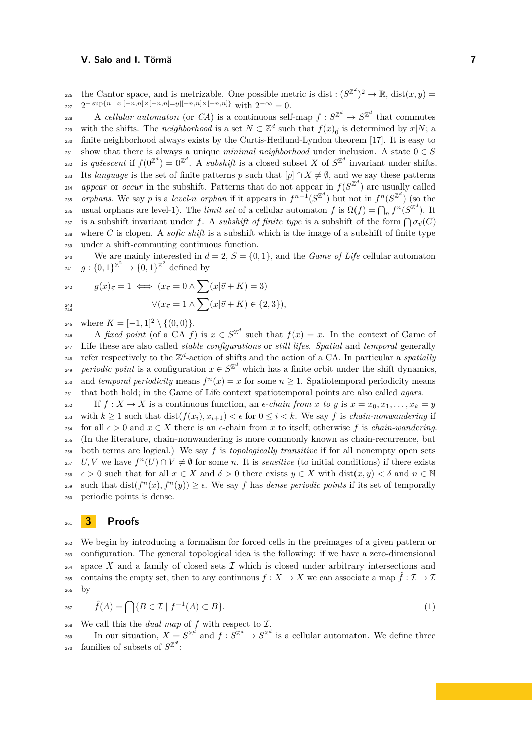the Cantor space, and is metrizable. One possible metric is $\mathrm{dist} : (S^{\mathbb{Z}^2})^2 \to \mathbb{R}$, $\mathrm{dist}(x, y) = 2^{-\sup\{n \mid x|[-n,n]\times[-n,n] = y|[-n,n]\times[-n,n]\}}$ with $2^{-\infty} = 0$.

A *cellular automaton* (or *CA*) is a continuous self-map $f : S^{\mathbb{Z}^d} \to S^{\mathbb{Z}^d}$ that commutes with the shifts. The *neighborhood* is a set $N \subset \mathbb{Z}^d$ such that $f(x)_{\vec{0}}$ is determined by $x|N$; a finite neighborhood always exists by the Curtis-Hedlund-Lyndon theorem [17]. It is easy to show that there is always a unique *minimal neighborhood* under inclusion. A state $0 \in S$ is *quiescent* if $f(0^{\mathbb{Z}^d}) = 0^{\mathbb{Z}^d}$. A *subshift* is a closed subset $X$ of $S^{\mathbb{Z}^d}$ invariant under shifts. Its *language* is the set of finite patterns $p$ such that $[p] \cap X \neq \emptyset$, and we say these patterns *appear* or *occur* in the subshift. Patterns that do not appear in $f(S^{\mathbb{Z}^d})$ are usually called *orphans*. We say $p$ is a *level-$n$ orphan* if it appears in $f^{n-1}(S^{\mathbb{Z}^d})$ but not in $f^n(S^{\mathbb{Z}^d})$ (so the usual orphans are level-1). The *limit set* of a cellular automaton $f$ is $\Omega(f) = \bigcap_n f^n(S^{\mathbb{Z}^d})$. It is a subshift invariant under $f$. A *subshift of finite type* is a subshift of the form $\bigcap \sigma_{\vec{v}}(C)$ where $C$ is clopen. A *sofic shift* is a subshift which is the image of a subshift of finite type under a shift-commuting continuous function.

We are mainly interested in $d = 2$, $S = \{0, 1\}$, and the *Game of Life* cellular automaton $g : \{0,1\}^{\mathbb{Z}^2} \to \{0,1\}^{\mathbb{Z}^2}$ defined by

$$
\begin{aligned}
g(x)_{\vec{v}} = 1 \iff & (x_{\vec{v}} = 0 \wedge \sum (x|\vec{v} + K) = 3) \\
& \vee (x_{\vec{v}} = 1 \wedge \sum (x|\vec{v} + K) \in \{2, 3\}),
\end{aligned}
$$

where $K = [-1, 1]^2 \setminus \{(0, 0)\}$.

A *fixed point* (of a CA $f$) is $x \in S^{\mathbb{Z}^d}$ such that $f(x) = x$. In the context of Game of Life these are also called *stable configurations* or *still lifes*. *Spatial* and *temporal* generally refer respectively to the $\mathbb{Z}^d$-action of shifts and the action of a CA. In particular a *spatially periodic point* is a configuration $x \in S^{\mathbb{Z}^d}$ which has a finite orbit under the shift dynamics, and *temporal periodicity* means $f^n(x) = x$ for some $n \geq 1$. Spatiotemporal periodicity means that both hold; in the Game of Life context spatiotemporal points are also called *agars*.

If $f : X \to X$ is a continuous function, an *$\epsilon$-chain from $x$ to $y$* is $x = x_0, x_1, \ldots, x_k = y$ with $k \geq 1$ such that $\mathrm{dist}(f(x_i), x_{i+1}) < \epsilon$ for $0 \leq i < k$. We say $f$ is *chain-nonwandering* if for all $\epsilon > 0$ and $x \in X$ there is an $\epsilon$-chain from $x$ to itself; otherwise $f$ is *chain-wandering*. (In the literature, chain-nonwandering is more commonly known as chain-recurrence, but both terms are logical.) We say $f$ is *topologically transitive* if for all nonempty open sets $U, V$ we have $f^n(U) \cap V \neq \emptyset$ for some $n$. It is *sensitive* (to initial conditions) if there exists $\epsilon > 0$ such that for all $x \in X$ and $\delta > 0$ there exists $y \in X$ with $\mathrm{dist}(x, y) < \delta$ and $n \in \mathbb{N}$ such that $\mathrm{dist}(f^n(x), f^n(y)) \geq \epsilon$. We say $f$ has *dense periodic points* if its set of temporally periodic points is dense.

## 3 Proofs

We begin by introducing a formalism for forced cells in the preimages of a given pattern or configuration. The general topological idea is the following: if we have a zero-dimensional space $X$ and a family of closed sets $\mathcal{I}$ which is closed under arbitrary intersections and contains the empty set, then to any continuous $f : X \to X$ we can associate a map $\hat{f} : \mathcal{I} \to \mathcal{I}$ by

$$
\hat{f}(A) = \bigcap \{B \in \mathcal{I} \mid f^{-1}(A) \subset B\}. \tag{1}
$$

We call this the *dual map* of $f$ with respect to $\mathcal{I}$.

In our situation, $X = S^{\mathbb{Z}^d}$ and $f : S^{\mathbb{Z}^d} \to S^{\mathbb{Z}^d}$ is a cellular automaton. We define three families of subsets of $S^{\mathbb{Z}^d}$: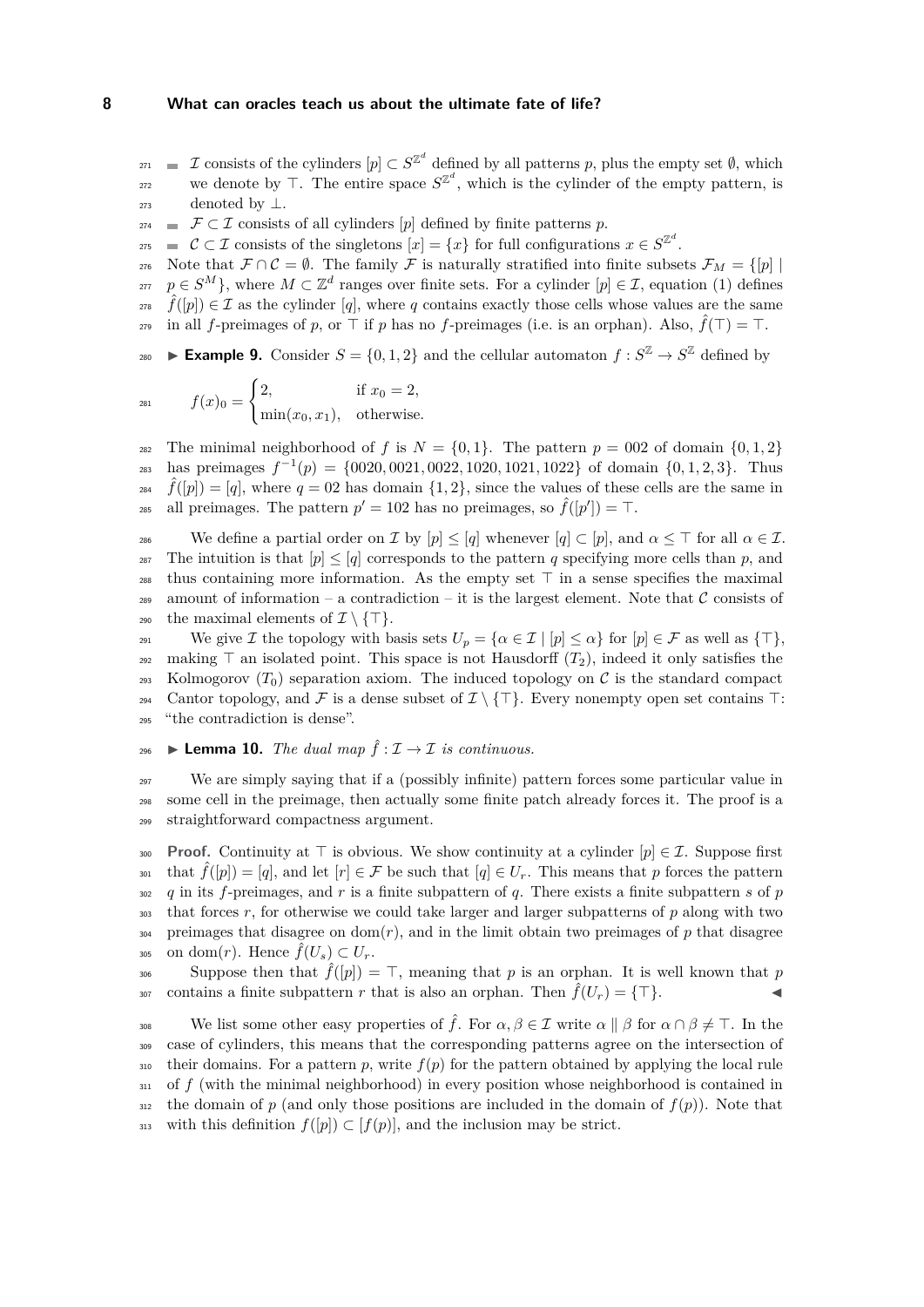- $\mathcal{I}$ consists of the cylinders $[p] \subset S^{\mathbb{Z}^d}$ defined by all patterns $p$, plus the empty set $\emptyset$, which we denote by $\top$. The entire space $S^{\mathbb{Z}^d}$, which is the cylinder of the empty pattern, is denoted by $\bot$.
- $\mathcal{F} \subset \mathcal{I}$ consists of all cylinders $[p]$ defined by finite patterns $p$.
- $\mathcal{C} \subset \mathcal{I}$ consists of the singletons $[x] = \{x\}$ for full configurations $x \in S^{\mathbb{Z}^d}$.

Note that $\mathcal{F} \cap \mathcal{C} = \emptyset$. The family $\mathcal{F}$ is naturally stratified into finite subsets $\mathcal{F}_M = \{[p] \mid p \in S^M\}$, where $M \subset \mathbb{Z}^d$ ranges over finite sets. For a cylinder $[p] \in \mathcal{I}$, equation (1) defines $\hat{f}([p]) \in \mathcal{I}$ as the cylinder $[q]$, where $q$ contains exactly those cells whose values are the same in all $f$-preimages of $p$, or $\top$ if $p$ has no $f$-preimages (i.e. is an orphan). Also, $\hat{f}(\top) = \top$.

▶ **Example 9.** Consider $S = \{0, 1, 2\}$ and the cellular automaton $f : S^{\mathbb{Z}} \to S^{\mathbb{Z}}$ defined by

$$f(x)_0 = \begin{cases} 2, & \text{if } x_0 = 2, \\ \min(x_0, x_1), & \text{otherwise.} \end{cases}$$

The minimal neighborhood of $f$ is $N = \{0, 1\}$. The pattern $p = 002$ of domain $\{0, 1, 2\}$ has preimages $f^{-1}(p) = \{0020, 0021, 0022, 1020, 1021, 1022\}$ of domain $\{0, 1, 2, 3\}$. Thus $\hat{f}([p]) = [q]$, where $q = 02$ has domain $\{1, 2\}$, since the values of these cells are the same in all preimages. The pattern $p' = 102$ has no preimages, so $\hat{f}([p']) = \top$.

We define a partial order on $\mathcal{I}$ by $[p] \leq [q]$ whenever $[q] \subset [p]$, and $\alpha \leq \top$ for all $\alpha \in \mathcal{I}$. The intuition is that $[p] \leq [q]$ corresponds to the pattern $q$ specifying more cells than $p$, and thus containing more information. As the empty set $\top$ in a sense specifies the maximal amount of information – a contradiction – it is the largest element. Note that $\mathcal{C}$ consists of the maximal elements of $\mathcal{I} \setminus \{\top\}$.

We give $\mathcal{I}$ the topology with basis sets $U_p = \{\alpha \in \mathcal{I} \mid [p] \leq \alpha\}$ for $[p] \in \mathcal{F}$ as well as $\{\top\}$, making $\top$ an isolated point. This space is not Hausdorff ($T_2$), indeed it only satisfies the Kolmogorov ($T_0$) separation axiom. The induced topology on $\mathcal{C}$ is the standard compact Cantor topology, and $\mathcal{F}$ is a dense subset of $\mathcal{I} \setminus \{\top\}$. Every nonempty open set contains $\top$: "the contradiction is dense".

▶ **Lemma 10.** *The dual map $\hat{f} : \mathcal{I} \to \mathcal{I}$ is continuous.*

We are simply saying that if a (possibly infinite) pattern forces some particular value in some cell in the preimage, then actually some finite patch already forces it. The proof is a straightforward compactness argument.

**Proof.** Continuity at $\top$ is obvious. We show continuity at a cylinder $[p] \in \mathcal{I}$. Suppose first that $\hat{f}([p]) = [q]$, and let $[r] \in \mathcal{F}$ be such that $[q] \in U_r$. This means that $p$ forces the pattern $q$ in its $f$-preimages, and $r$ is a finite subpattern of $q$. There exists a finite subpattern $s$ of $p$ that forces $r$, for otherwise we could take larger and larger subpatterns of $p$ along with two preimages that disagree on $\text{dom}(r)$, and in the limit obtain two preimages of $p$ that disagree on $\text{dom}(r)$. Hence $\hat{f}(U_s) \subset U_r$.

Suppose then that $\hat{f}([p]) = \top$, meaning that $p$ is an orphan. It is well known that $p$ contains a finite subpattern $r$ that is also an orphan. Then $\hat{f}(U_r) = \{\top\}$. ◀

We list some other easy properties of $\hat{f}$. For $\alpha, \beta \in \mathcal{I}$ write $\alpha \parallel \beta$ for $\alpha \cap \beta \neq \top$. In the case of cylinders, this means that the corresponding patterns agree on the intersection of their domains. For a pattern $p$, write $f(p)$ for the pattern obtained by applying the local rule of $f$ (with the minimal neighborhood) in every position whose neighborhood is contained in the domain of $p$ (and only those positions are included in the domain of $f(p)$). Note that with this definition $f([p]) \subset [f(p)]$, and the inclusion may be strict.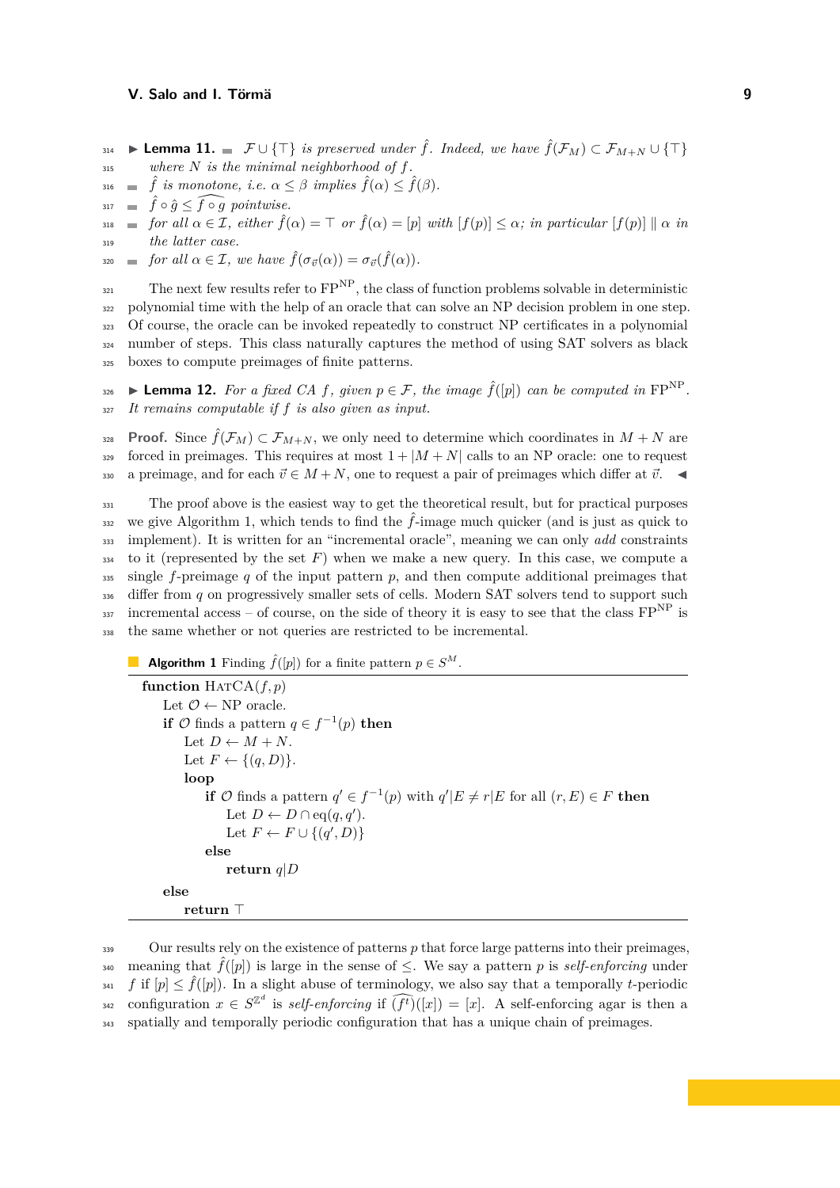▶ **Lemma 11.**

- $\mathcal{F} \cup \{\top\}$ *is preserved under* $\hat{f}$*. Indeed, we have* $\hat{f}(\mathcal{F}_M) \subset \mathcal{F}_{M+N} \cup \{\top\}$ *where* $N$ *is the minimal neighborhood of* $f$*.*
- $\hat{f}$ *is monotone, i.e.* $\alpha \leq \beta$ *implies* $\hat{f}(\alpha) \leq \hat{f}(\beta)$*.*
- $\hat{f} \circ \hat{g} \leq \widehat{f \circ g}$ *pointwise.*
- *for all* $\alpha \in \mathcal{I}$*, either* $\hat{f}(\alpha) = \top$ *or* $\hat{f}(\alpha) = [p]$ *with* $[f(p)] \leq \alpha$*; in particular* $[f(p)] \parallel \alpha$ *in the latter case.*
- *for all* $\alpha \in \mathcal{I}$*, we have* $\hat{f}(\sigma_{\vec{v}}(\alpha)) = \sigma_{\vec{v}}(\hat{f}(\alpha))$*.*

The next few results refer to $\mathrm{FP}^{\mathrm{NP}}$, the class of function problems solvable in deterministic polynomial time with the help of an oracle that can solve an NP decision problem in one step. Of course, the oracle can be invoked repeatedly to construct NP certificates in a polynomial number of steps. This class naturally captures the method of using SAT solvers as black boxes to compute preimages of finite patterns.

▶ **Lemma 12.** *For a fixed CA* $f$*, given* $p \in \mathcal{F}$*, the image* $\hat{f}([p])$ *can be computed in* $\mathrm{FP}^{\mathrm{NP}}$*. It remains computable if* $f$ *is also given as input.*

**Proof.** Since $\hat{f}(\mathcal{F}_M) \subset \mathcal{F}_{M+N}$, we only need to determine which coordinates in $M + N$ are forced in preimages. This requires at most $1 + |M + N|$ calls to an NP oracle: one to request a preimage, and for each $\vec{v} \in M + N$, one to request a pair of preimages which differ at $\vec{v}$. ◀

The proof above is the easiest way to get the theoretical result, but for practical purposes we give Algorithm 1, which tends to find the $\hat{f}$-image much quicker (and is just as quick to implement). It is written for an "incremental oracle", meaning we can only *add* constraints to it (represented by the set $F$) when we make a new query. In this case, we compute a single $f$-preimage $q$ of the input pattern $p$, and then compute additional preimages that differ from $q$ on progressively smaller sets of cells. Modern SAT solvers tend to support such incremental access – of course, on the side of theory it is easy to see that the class $\mathrm{FP}^{\mathrm{NP}}$ is the same whether or not queries are restricted to be incremental.

**Algorithm 1** Finding $\hat{f}([p])$ for a finite pattern $p \in S^M$.

```
function HatCA(f, p)
    Let O ← NP oracle.
    if O finds a pattern q ∈ f^{-1}(p) then
        Let D ← M + N.
        Let F ← {(q, D)}.
        loop
            if O finds a pattern q' ∈ f^{-1}(p) with q'|E ≠ r|E for all (r, E) ∈ F then
                Let D ← D ∩ eq(q, q').
                Let F ← F ∪ {(q', D)}
            else
                return q|D
    else
        return ⊤
```

Our results rely on the existence of patterns $p$ that force large patterns into their preimages, meaning that $\hat{f}([p])$ is large in the sense of $\leq$. We say a pattern $p$ is *self-enforcing* under $f$ if $[p] \leq \hat{f}([p])$. In a slight abuse of terminology, we also say that a temporally $t$-periodic configuration $x \in S^{\mathbb{Z}^d}$ is *self-enforcing* if $\widehat{(f^t)}([x]) = [x]$. A self-enforcing agar is then a spatially and temporally periodic configuration that has a unique chain of preimages.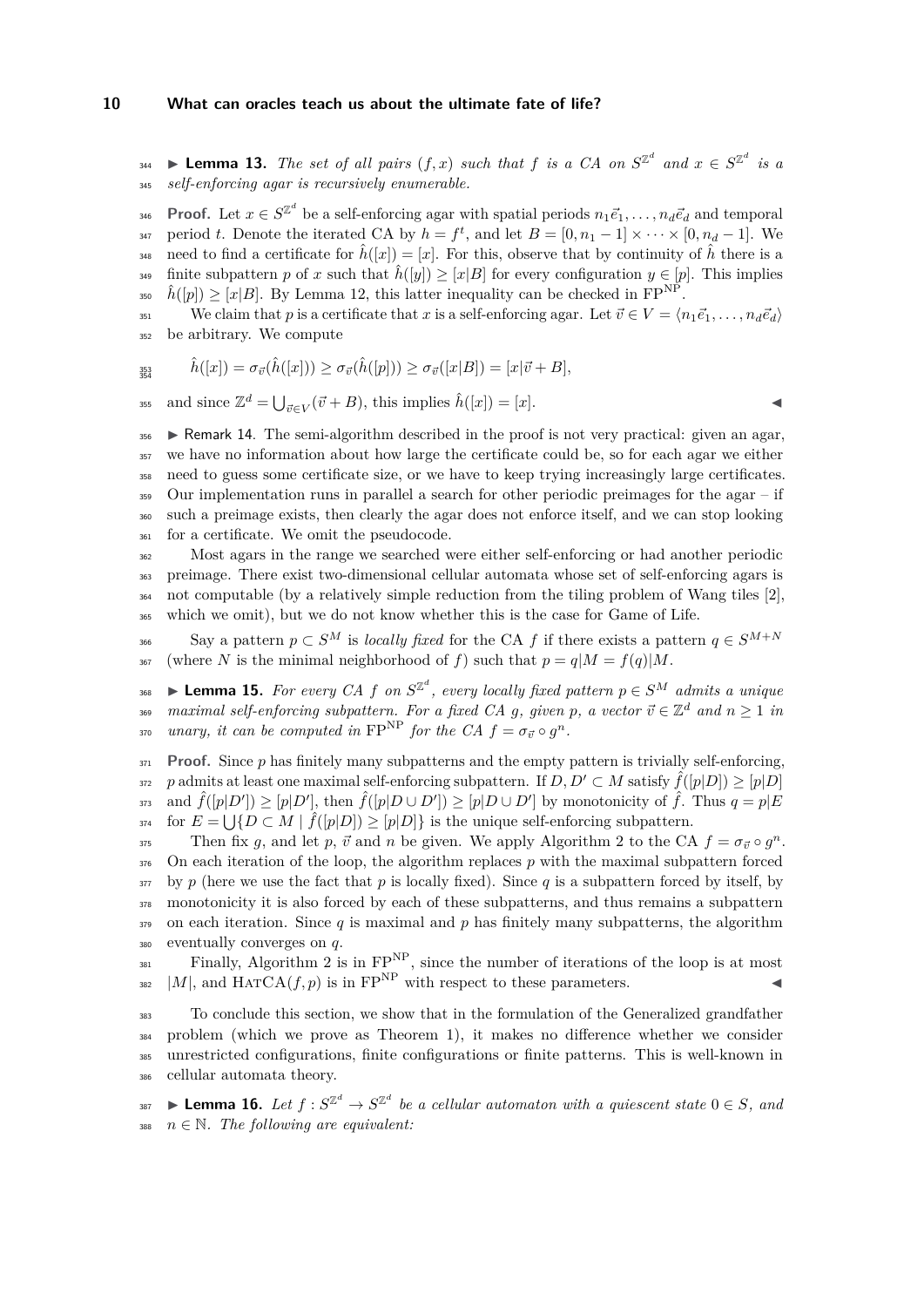**▶ Lemma 13.** *The set of all pairs $(f, x)$ such that $f$ is a CA on $S^{\mathbb{Z}^d}$ and $x \in S^{\mathbb{Z}^d}$ is a self-enforcing agar is recursively enumerable.*

**Proof.** Let $x \in S^{\mathbb{Z}^d}$ be a self-enforcing agar with spatial periods $n_1\vec{e}_1, \ldots, n_d\vec{e}_d$ and temporal period $t$. Denote the iterated CA by $h = f^t$, and let $B = [0, n_1 - 1] \times \cdots \times [0, n_d - 1]$. We need to find a certificate for $\hat{h}([x]) = [x]$. For this, observe that by continuity of $\hat{h}$ there is a finite subpattern $p$ of $x$ such that $\hat{h}([y]) \geq [x|B]$ for every configuration $y \in [p]$. This implies $\hat{h}([p]) \geq [x|B]$. By Lemma 12, this latter inequality can be checked in $\mathrm{FP}^{\mathrm{NP}}$.

We claim that $p$ is a certificate that $x$ is a self-enforcing agar. Let $\vec{v} \in V = \langle n_1\vec{e}_1, \ldots, n_d\vec{e}_d \rangle$ be arbitrary. We compute

$$\hat{h}([x]) = \sigma_{\vec{v}}(\hat{h}([x])) \geq \sigma_{\vec{v}}(\hat{h}([p])) \geq \sigma_{\vec{v}}([x|B]) = [x|\vec{v} + B],$$

and since $\mathbb{Z}^d = \bigcup_{\vec{v} \in V}(\vec{v} + B)$, this implies $\hat{h}([x]) = [x]$. ◀

▶ Remark 14. The semi-algorithm described in the proof is not very practical: given an agar, we have no information about how large the certificate could be, so for each agar we either need to guess some certificate size, or we have to keep trying increasingly large certificates. Our implementation runs in parallel a search for other periodic preimages for the agar – if such a preimage exists, then clearly the agar does not enforce itself, and we can stop looking for a certificate. We omit the pseudocode.

Most agars in the range we searched were either self-enforcing or had another periodic preimage. There exist two-dimensional cellular automata whose set of self-enforcing agars is not computable (by a relatively simple reduction from the tiling problem of Wang tiles [2], which we omit), but we do not know whether this is the case for Game of Life.

Say a pattern $p \subset S^M$ is *locally fixed* for the CA $f$ if there exists a pattern $q \in S^{M+N}$ (where $N$ is the minimal neighborhood of $f$) such that $p = q|M = f(q)|M$.

**▶ Lemma 15.** *For every CA $f$ on $S^{\mathbb{Z}^d}$, every locally fixed pattern $p \in S^M$ admits a unique maximal self-enforcing subpattern. For a fixed CA $g$, given $p$, a vector $\vec{v} \in \mathbb{Z}^d$ and $n \geq 1$ in unary, it can be computed in $\mathrm{FP}^{\mathrm{NP}}$ for the CA $f = \sigma_{\vec{v}} \circ g^n$.*

**Proof.** Since $p$ has finitely many subpatterns and the empty pattern is trivially self-enforcing, $p$ admits at least one maximal self-enforcing subpattern. If $D, D' \subset M$ satisfy $\hat{f}([p|D]) \geq [p|D]$ and $\hat{f}([p|D']) \geq [p|D']$, then $\hat{f}([p|D \cup D']) \geq [p|D \cup D']$ by monotonicity of $\hat{f}$. Thus $q = p|E$ for $E = \bigcup\{D \subset M \mid \hat{f}([p|D]) \geq [p|D]\}$ is the unique self-enforcing subpattern.

Then fix $g$, and let $p$, $\vec{v}$ and $n$ be given. We apply Algorithm 2 to the CA $f = \sigma_{\vec{v}} \circ g^n$. On each iteration of the loop, the algorithm replaces $p$ with the maximal subpattern forced by $p$ (here we use the fact that $p$ is locally fixed). Since $q$ is a subpattern forced by itself, by monotonicity it is also forced by each of these subpatterns, and thus remains a subpattern on each iteration. Since $q$ is maximal and $p$ has finitely many subpatterns, the algorithm eventually converges on $q$.

Finally, Algorithm 2 is in $\mathrm{FP}^{\mathrm{NP}}$, since the number of iterations of the loop is at most $|M|$, and $\mathrm{HatCA}(f, p)$ is in $\mathrm{FP}^{\mathrm{NP}}$ with respect to these parameters. ◀

To conclude this section, we show that in the formulation of the Generalized grandfather problem (which we prove as Theorem 1), it makes no difference whether we consider unrestricted configurations, finite configurations or finite patterns. This is well-known in cellular automata theory.

**▶ Lemma 16.** *Let $f : S^{\mathbb{Z}^d} \to S^{\mathbb{Z}^d}$ be a cellular automaton with a quiescent state $0 \in S$, and $n \in \mathbb{N}$. The following are equivalent:*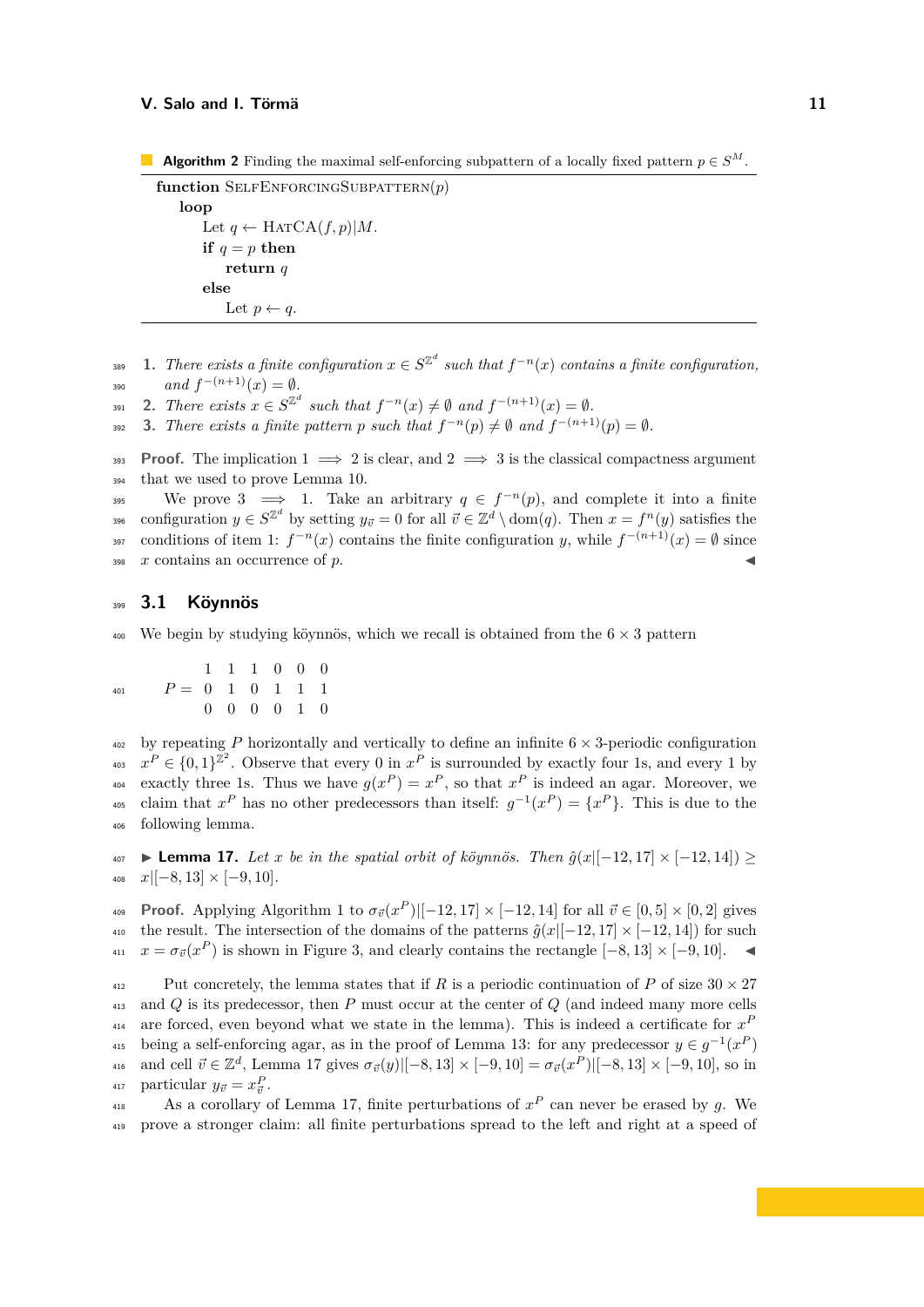**Algorithm 2** Finding the maximal self-enforcing subpattern of a locally fixed pattern $p \in S^M$.

```
function SelfEnforcingSubpattern(p)
    loop
        Let q ← HatCA(f, p)|M.
        if q = p then
            return q
        else
            Let p ← q.
```

1. *There exists a finite configuration $x \in S^{\mathbb{Z}^d}$ such that $f^{-n}(x)$ contains a finite configuration, and $f^{-(n+1)}(x) = \emptyset$.*
2. *There exists $x \in S^{\mathbb{Z}^d}$ such that $f^{-n}(x) \neq \emptyset$ and $f^{-(n+1)}(x) = \emptyset$.*
3. *There exists a finite pattern $p$ such that $f^{-n}(p) \neq \emptyset$ and $f^{-(n+1)}(p) = \emptyset$.*

**Proof.** The implication $1 \implies 2$ is clear, and $2 \implies 3$ is the classical compactness argument that we used to prove Lemma 10.

We prove $3 \implies 1$. Take an arbitrary $q \in f^{-n}(p)$, and complete it into a finite configuration $y \in S^{\mathbb{Z}^d}$ by setting $y_{\vec{v}} = 0$ for all $\vec{v} \in \mathbb{Z}^d \setminus \mathrm{dom}(q)$. Then $x = f^n(y)$ satisfies the conditions of item 1: $f^{-n}(x)$ contains the finite configuration $y$, while $f^{-(n+1)}(x) = \emptyset$ since $x$ contains an occurrence of $p$. ◀

## 3.1 Köynnös

We begin by studying köynnös, which we recall is obtained from the $6 \times 3$ pattern

$$P = \begin{matrix} 1 & 1 & 1 & 0 & 0 & 0 \\ 0 & 1 & 0 & 1 & 1 & 1 \\ 0 & 0 & 0 & 0 & 1 & 0 \end{matrix}$$

by repeating $P$ horizontally and vertically to define an infinite $6 \times 3$-periodic configuration $x^P \in \{0,1\}^{\mathbb{Z}^2}$. Observe that every 0 in $x^P$ is surrounded by exactly four 1s, and every 1 by exactly three 1s. Thus we have $g(x^P) = x^P$, so that $x^P$ is indeed an agar. Moreover, we claim that $x^P$ has no other predecessors than itself: $g^{-1}(x^P) = \{x^P\}$. This is due to the following lemma.

▶ **Lemma 17.** *Let $x$ be in the spatial orbit of köynnös. Then $\hat{g}(x|[-12,17] \times [-12,14]) \geq x|[-8,13] \times [-9,10]$.*

**Proof.** Applying Algorithm 1 to $\sigma_{\vec{v}}(x^P)|[-12,17] \times [-12,14]$ for all $\vec{v} \in [0,5] \times [0,2]$ gives the result. The intersection of the domains of the patterns $\hat{g}(x|[-12,17] \times [-12,14])$ for such $x = \sigma_{\vec{v}}(x^P)$ is shown in Figure 3, and clearly contains the rectangle $[-8,13] \times [-9,10]$. ◀

Put concretely, the lemma states that if $R$ is a periodic continuation of $P$ of size $30 \times 27$ and $Q$ is its predecessor, then $P$ must occur at the center of $Q$ (and indeed many more cells are forced, even beyond what we state in the lemma). This is indeed a certificate for $x^P$ being a self-enforcing agar, as in the proof of Lemma 13: for any predecessor $y \in g^{-1}(x^P)$ and cell $\vec{v} \in \mathbb{Z}^d$, Lemma 17 gives $\sigma_{\vec{v}}(y)|[-8,13] \times [-9,10] = \sigma_{\vec{v}}(x^P)|[-8,13] \times [-9,10]$, so in particular $y_{\vec{v}} = x^P_{\vec{v}}$.

As a corollary of Lemma 17, finite perturbations of $x^P$ can never be erased by $g$. We prove a stronger claim: all finite perturbations spread to the left and right at a speed of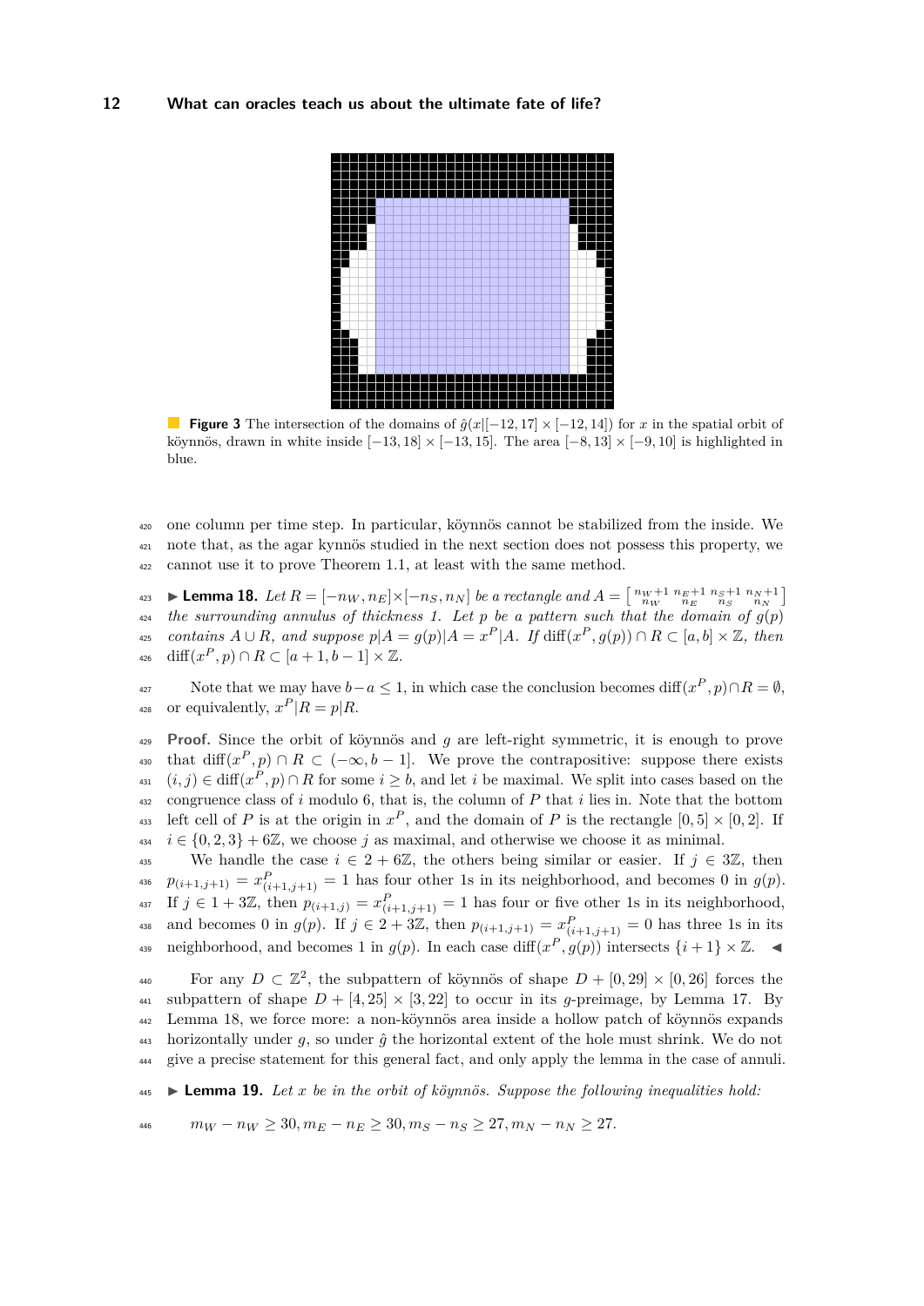**Figure 3** The intersection of the domains of $\hat{g}(x|[-12,17] \times [-12,14])$ for $x$ in the spatial orbit of köynnös, drawn in white inside $[-13,18] \times [-13,15]$. The area $[-8,13] \times [-9,10]$ is highlighted in blue.

one column per time step. In particular, köynnös cannot be stabilized from the inside. We note that, as the agar kynnös studied in the next section does not possess this property, we cannot use it to prove Theorem 1.1, at least with the same method.

▶ **Lemma 18.** *Let $R = [-n_W, n_E] \times [-n_S, n_N]$ be a rectangle and $A = \left[\begin{smallmatrix} n_W+1 & n_E+1 & n_S+1 & n_N+1 \\ n_W & n_E & n_S & n_N \end{smallmatrix}\right]$ the surrounding annulus of thickness 1. Let $p$ be a pattern such that the domain of $g(p)$ contains $A \cup R$, and suppose $p|A = g(p)|A = x^P|A$. If $\mathrm{diff}(x^P, g(p)) \cap R \subset [a,b] \times \mathbb{Z}$, then $\mathrm{diff}(x^P, p) \cap R \subset [a+1, b-1] \times \mathbb{Z}$.*

Note that we may have $b - a \leq 1$, in which case the conclusion becomes $\mathrm{diff}(x^P, p) \cap R = \emptyset$, or equivalently, $x^P|R = p|R$.

**Proof.** Since the orbit of köynnös and $g$ are left-right symmetric, it is enough to prove that $\mathrm{diff}(x^P, p) \cap R \subset (-\infty, b-1]$. We prove the contrapositive: suppose there exists $(i,j) \in \mathrm{diff}(x^P, p) \cap R$ for some $i \geq b$, and let $i$ be maximal. We split into cases based on the congruence class of $i$ modulo 6, that is, the column of $P$ that $i$ lies in. Note that the bottom left cell of $P$ is at the origin in $x^P$, and the domain of $P$ is the rectangle $[0,5] \times [0,2]$. If $i \in \{0,2,3\} + 6\mathbb{Z}$, we choose $j$ as maximal, and otherwise we choose it as minimal.

We handle the case $i \in 2 + 6\mathbb{Z}$, the others being similar or easier. If $j \in 3\mathbb{Z}$, then $p_{(i+1,j+1)} = x^P_{(i+1,j+1)} = 1$ has four other 1s in its neighborhood, and becomes 0 in $g(p)$. If $j \in 1 + 3\mathbb{Z}$, then $p_{(i+1,j)} = x^P_{(i+1,j+1)} = 1$ has four or five other 1s in its neighborhood, and becomes 0 in $g(p)$. If $j \in 2 + 3\mathbb{Z}$, then $p_{(i+1,j+1)} = x^P_{(i+1,j+1)} = 0$ has three 1s in its neighborhood, and becomes 1 in $g(p)$. In each case $\mathrm{diff}(x^P, g(p))$ intersects $\{i+1\} \times \mathbb{Z}$. ◀

For any $D \subset \mathbb{Z}^2$, the subpattern of köynnös of shape $D + [0,29] \times [0,26]$ forces the subpattern of shape $D + [4,25] \times [3,22]$ to occur in its $g$-preimage, by Lemma 17. By Lemma 18, we force more: a non-köynnös area inside a hollow patch of köynnös expands horizontally under $g$, so under $\hat{g}$ the horizontal extent of the hole must shrink. We do not give a precise statement for this general fact, and only apply the lemma in the case of annuli.

▶ **Lemma 19.** *Let $x$ be in the orbit of köynnös. Suppose the following inequalities hold:*

$$m_W - n_W \geq 30, m_E - n_E \geq 30, m_S - n_S \geq 27, m_N - n_N \geq 27.$$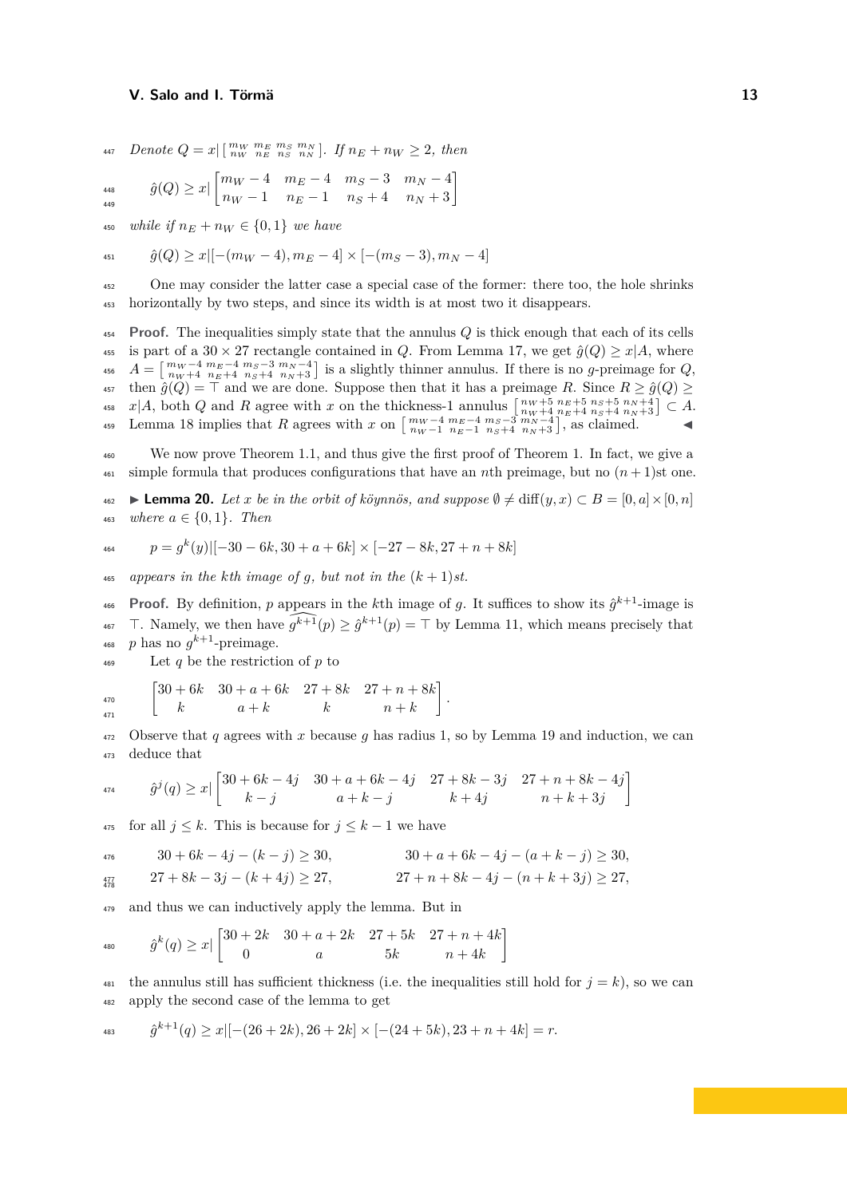*Denote* $Q = x|\left[\begin{smallmatrix} m_W & m_E & m_S & m_N \\ n_W & n_E & n_S & n_N \end{smallmatrix}\right]$. *If* $n_E + n_W \geq 2$, *then*

$$\hat{g}(Q) \geq x|\begin{bmatrix} m_W - 4 & m_E - 4 & m_S - 3 & m_N - 4 \\ n_W - 1 & n_E - 1 & n_S + 4 & n_N + 3 \end{bmatrix}$$

*while if* $n_E + n_W \in \{0, 1\}$ *we have*

$$\hat{g}(Q) \geq x|[-(m_W - 4), m_E - 4] \times [-(m_S - 3), m_N - 4]$$

One may consider the latter case a special case of the former: there too, the hole shrinks horizontally by two steps, and since its width is at most two it disappears.

**Proof.** The inequalities simply state that the annulus $Q$ is thick enough that each of its cells is part of a $30 \times 27$ rectangle contained in $Q$. From Lemma 17, we get $\hat{g}(Q) \geq x|A$, where $A = \left[\begin{smallmatrix} m_W-4 & m_E-4 & m_S-3 & m_N-4 \\ n_W+4 & n_E+4 & n_S+4 & n_N+3 \end{smallmatrix}\right]$ is a slightly thinner annulus. If there is no $g$-preimage for $Q$, then $\hat{g}(Q) = \top$ and we are done. Suppose then that it has a preimage $R$. Since $R \geq \hat{g}(Q) \geq x|A$, both $Q$ and $R$ agree with $x$ on the thickness-1 annulus $\left[\begin{smallmatrix} n_W+5 & n_E+5 & n_S+5 & n_N+4 \\ n_W+4 & n_E+4 & n_S+4 & n_N+3 \end{smallmatrix}\right] \subset A$. Lemma 18 implies that $R$ agrees with $x$ on $\left[\begin{smallmatrix} m_W-4 & m_E-4 & m_S-3 & m_N-4 \\ n_W-1 & n_E-1 & n_S+4 & n_N+3 \end{smallmatrix}\right]$, as claimed. ◀

We now prove Theorem 1.1, and thus give the first proof of Theorem 1. In fact, we give a simple formula that produces configurations that have an $n$th preimage, but no $(n+1)$st one.

▶ **Lemma 20.** *Let* $x$ *be in the orbit of köynnös, and suppose* $\emptyset \neq \mathrm{diff}(y, x) \subset B = [0, a] \times [0, n]$ *where* $a \in \{0, 1\}$. *Then*

$$p = g^k(y)|[-30 - 6k, 30 + a + 6k] \times [-27 - 8k, 27 + n + 8k]$$

*appears in the* $k$*th image of* $g$, *but not in the* $(k+1)$*st.*

**Proof.** By definition, $p$ appears in the $k$th image of $g$. It suffices to show its $\hat{g}^{k+1}$-image is $\top$. Namely, we then have $\widehat{g^{k+1}}(p) \geq \hat{g}^{k+1}(p) = \top$ by Lemma 11, which means precisely that $p$ has no $g^{k+1}$-preimage.

Let $q$ be the restriction of $p$ to

$$\begin{bmatrix} 30 + 6k & 30 + a + 6k & 27 + 8k & 27 + n + 8k \\ k & a + k & k & n + k \end{bmatrix}.$$

Observe that $q$ agrees with $x$ because $g$ has radius 1, so by Lemma 19 and induction, we can deduce that

$$\hat{g}^j(q) \geq x|\begin{bmatrix} 30 + 6k - 4j & 30 + a + 6k - 4j & 27 + 8k - 3j & 27 + n + 8k - 4j \\ k - j & a + k - j & k + 4j & n + k + 3j \end{bmatrix}$$

for all $j \leq k$. This is because for $j \leq k - 1$ we have

$$30 + 6k - 4j - (k - j) \geq 30, \qquad 30 + a + 6k - 4j - (a + k - j) \geq 30,$$
$$27 + 8k - 3j - (k + 4j) \geq 27, \qquad 27 + n + 8k - 4j - (n + k + 3j) \geq 27,$$

and thus we can inductively apply the lemma. But in

$$\hat{g}^k(q) \geq x|\begin{bmatrix} 30 + 2k & 30 + a + 2k & 27 + 5k & 27 + n + 4k \\ 0 & a & 5k & n + 4k \end{bmatrix}$$

the annulus still has sufficient thickness (i.e. the inequalities still hold for $j = k$), so we can apply the second case of the lemma to get

$$\hat{g}^{k+1}(q) \geq x|[-(26 + 2k), 26 + 2k] \times [-(24 + 5k), 23 + n + 4k] = r.$$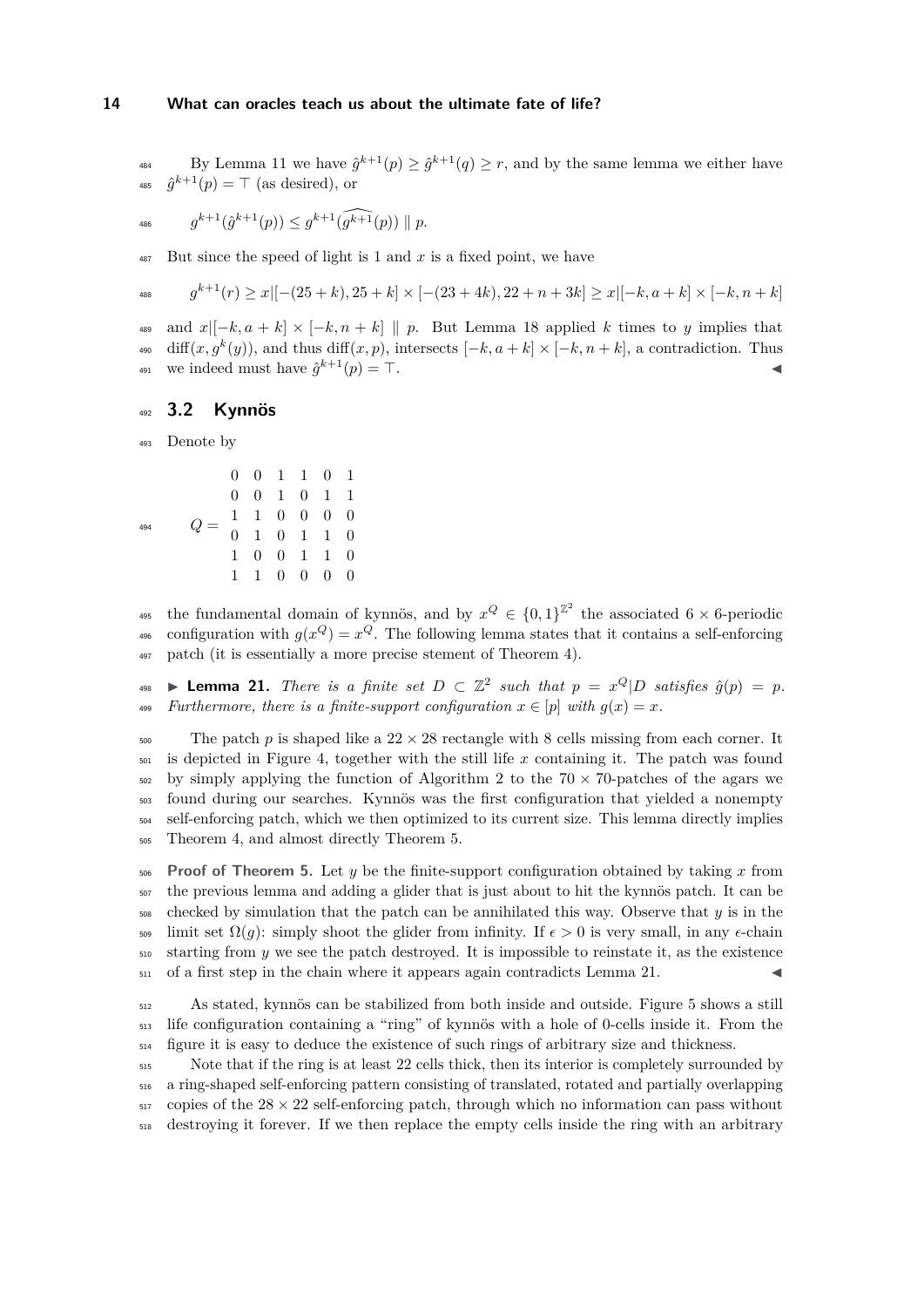By Lemma 11 we have $\hat{g}^{k+1}(p) \geq \hat{g}^{k+1}(q) \geq r$, and by the same lemma we either have $\hat{g}^{k+1}(p) = \top$ (as desired), or

$$g^{k+1}(\hat{g}^{k+1}(p)) \leq g^{k+1}(\widehat{g^{k+1}}(p)) \parallel p.$$

But since the speed of light is 1 and $x$ is a fixed point, we have

$$g^{k+1}(r) \geq x|[-(25+k), 25+k] \times [-(23+4k), 22+n+3k] \geq x|[-k, a+k] \times [-k, n+k]$$

and $x|[-k, a+k] \times [-k, n+k] \parallel p$. But Lemma 18 applied $k$ times to $y$ implies that $\mathrm{diff}(x, g^k(y))$, and thus $\mathrm{diff}(x, p)$, intersects $[-k, a+k] \times [-k, n+k]$, a contradiction. Thus we indeed must have $\hat{g}^{k+1}(p) = \top$. ◀

## 3.2 Kynnös

Denote by

$$Q = \begin{matrix} 0 & 0 & 1 & 1 & 0 & 1 \\ 0 & 0 & 1 & 0 & 1 & 1 \\ 1 & 1 & 0 & 0 & 0 & 0 \\ 0 & 1 & 0 & 1 & 1 & 0 \\ 1 & 0 & 0 & 1 & 1 & 0 \\ 1 & 1 & 0 & 0 & 0 & 0 \end{matrix}$$

the fundamental domain of kynnös, and by $x^Q \in \{0,1\}^{\mathbb{Z}^2}$ the associated $6 \times 6$-periodic configuration with $g(x^Q) = x^Q$. The following lemma states that it contains a self-enforcing patch (it is essentially a more precise stement of Theorem 4).

▶ **Lemma 21.** *There is a finite set $D \subset \mathbb{Z}^2$ such that $p = x^Q|D$ satisfies $\hat{g}(p) = p$. Furthermore, there is a finite-support configuration $x \in [p]$ with $g(x) = x$.*

The patch $p$ is shaped like a $22 \times 28$ rectangle with 8 cells missing from each corner. It is depicted in Figure 4, together with the still life $x$ containing it. The patch was found by simply applying the function of Algorithm 2 to the $70 \times 70$-patches of the agars we found during our searches. Kynnös was the first configuration that yielded a nonempty self-enforcing patch, which we then optimized to its current size. This lemma directly implies Theorem 4, and almost directly Theorem 5.

**Proof of Theorem 5.** Let $y$ be the finite-support configuration obtained by taking $x$ from the previous lemma and adding a glider that is just about to hit the kynnös patch. It can be checked by simulation that the patch can be annihilated this way. Observe that $y$ is in the limit set $\Omega(g)$: simply shoot the glider from infinity. If $\epsilon > 0$ is very small, in any $\epsilon$-chain starting from $y$ we see the patch destroyed. It is impossible to reinstate it, as the existence of a first step in the chain where it appears again contradicts Lemma 21. ◀

As stated, kynnös can be stabilized from both inside and outside. Figure 5 shows a still life configuration containing a "ring" of kynnös with a hole of 0-cells inside it. From the figure it is easy to deduce the existence of such rings of arbitrary size and thickness.

Note that if the ring is at least 22 cells thick, then its interior is completely surrounded by a ring-shaped self-enforcing pattern consisting of translated, rotated and partially overlapping copies of the $28 \times 22$ self-enforcing patch, through which no information can pass without destroying it forever. If we then replace the empty cells inside the ring with an arbitrary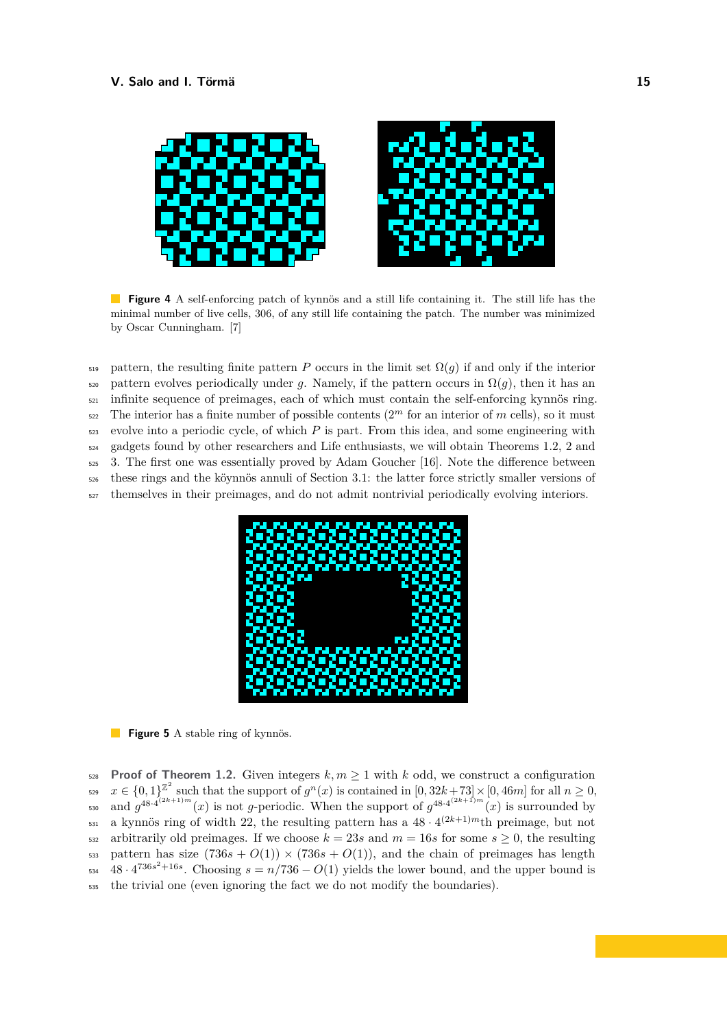**Figure 4** A self-enforcing patch of kynnös and a still life containing it. The still life has the minimal number of live cells, 306, of any still life containing the patch. The number was minimized by Oscar Cunningham. [7]

pattern, the resulting finite pattern $P$ occurs in the limit set $\Omega(g)$ if and only if the interior pattern evolves periodically under $g$. Namely, if the pattern occurs in $\Omega(g)$, then it has an infinite sequence of preimages, each of which must contain the self-enforcing kynnös ring. The interior has a finite number of possible contents ($2^m$ for an interior of $m$ cells), so it must evolve into a periodic cycle, of which $P$ is part. From this idea, and some engineering with gadgets found by other researchers and Life enthusiasts, we will obtain Theorems 1.2, 2 and 3. The first one was essentially proved by Adam Goucher [16]. Note the difference between these rings and the köynnös annuli of Section 3.1: the latter force strictly smaller versions of themselves in their preimages, and do not admit nontrivial periodically evolving interiors.

**Figure 5** A stable ring of kynnös.

**Proof of Theorem 1.2.** Given integers $k, m \geq 1$ with $k$ odd, we construct a configuration $x \in \{0,1\}^{\mathbb{Z}^2}$ such that the support of $g^n(x)$ is contained in $[0, 32k+73] \times [0, 46m]$ for all $n \geq 0$, and $g^{48 \cdot 4^{(2k+1)m}}(x)$ is not $g$-periodic. When the support of $g^{48 \cdot 4^{(2k+1)m}}(x)$ is surrounded by a kynnös ring of width 22, the resulting pattern has a $48 \cdot 4^{(2k+1)m}$th preimage, but not arbitrarily old preimages. If we choose $k = 23s$ and $m = 16s$ for some $s \geq 0$, the resulting pattern has size $(736s + O(1)) \times (736s + O(1))$, and the chain of preimages has length $48 \cdot 4^{736s^2+16s}$. Choosing $s = n/736 - O(1)$ yields the lower bound, and the upper bound is the trivial one (even ignoring the fact we do not modify the boundaries).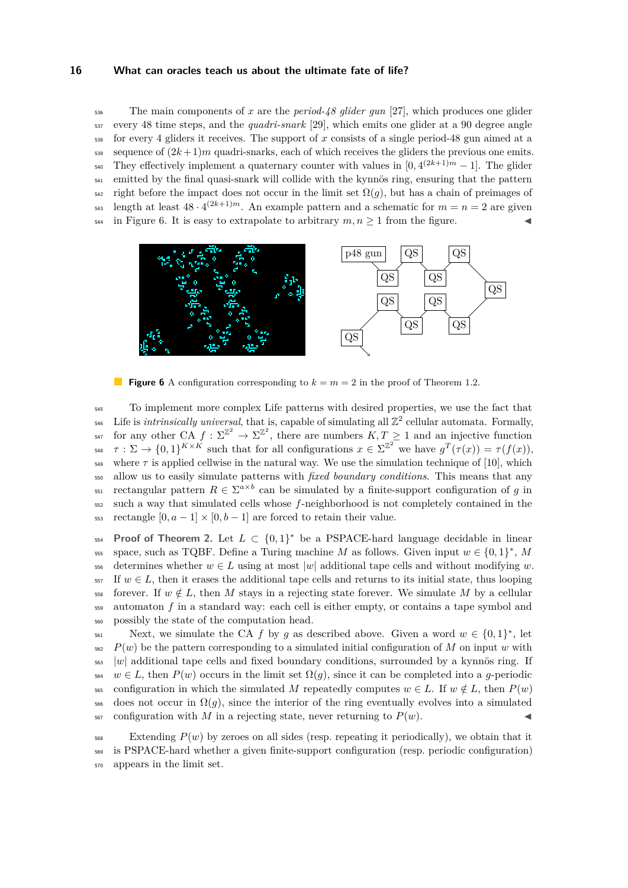The main components of $x$ are the *period-48 glider gun* [27], which produces one glider every 48 time steps, and the *quadri-snark* [29], which emits one glider at a 90 degree angle for every 4 gliders it receives. The support of $x$ consists of a single period-48 gun aimed at a sequence of $(2k+1)m$ quadri-snarks, each of which receives the gliders the previous one emits. They effectively implement a quaternary counter with values in $[0, 4^{(2k+1)m} - 1]$. The glider emitted by the final quasi-snark will collide with the kynnös ring, ensuring that the pattern right before the impact does not occur in the limit set $\Omega(g)$, but has a chain of preimages of length at least $48 \cdot 4^{(2k+1)m}$. An example pattern and a schematic for $m = n = 2$ are given in Figure 6. It is easy to extrapolate to arbitrary $m, n \geq 1$ from the figure. ◀

**Figure 6** A configuration corresponding to $k = m = 2$ in the proof of Theorem 1.2.

To implement more complex Life patterns with desired properties, we use the fact that Life is *intrinsically universal*, that is, capable of simulating all $\mathbb{Z}^2$ cellular automata. Formally, for any other CA $f : \Sigma^{\mathbb{Z}^2} \to \Sigma^{\mathbb{Z}^2}$, there are numbers $K, T \geq 1$ and an injective function $\tau : \Sigma \to \{0,1\}^{K \times K}$ such that for all configurations $x \in \Sigma^{\mathbb{Z}^2}$ we have $g^T(\tau(x)) = \tau(f(x))$, where $\tau$ is applied cellwise in the natural way. We use the simulation technique of [10], which allow us to easily simulate patterns with *fixed boundary conditions*. This means that any rectangular pattern $R \in \Sigma^{a \times b}$ can be simulated by a finite-support configuration of $g$ in such a way that simulated cells whose $f$-neighborhood is not completely contained in the rectangle $[0, a-1] \times [0, b-1]$ are forced to retain their value.

**Proof of Theorem 2.** Let $L \subset \{0,1\}^*$ be a PSPACE-hard language decidable in linear space, such as TQBF. Define a Turing machine $M$ as follows. Given input $w \in \{0,1\}^*$, $M$ determines whether $w \in L$ using at most $|w|$ additional tape cells and without modifying $w$. If $w \in L$, then it erases the additional tape cells and returns to its initial state, thus looping forever. If $w \notin L$, then $M$ stays in a rejecting state forever. We simulate $M$ by a cellular automaton $f$ in a standard way: each cell is either empty, or contains a tape symbol and possibly the state of the computation head.

Next, we simulate the CA $f$ by $g$ as described above. Given a word $w \in \{0,1\}^*$, let $P(w)$ be the pattern corresponding to a simulated initial configuration of $M$ on input $w$ with $|w|$ additional tape cells and fixed boundary conditions, surrounded by a kynnös ring. If $w \in L$, then $P(w)$ occurs in the limit set $\Omega(g)$, since it can be completed into a $g$-periodic configuration in which the simulated $M$ repeatedly computes $w \in L$. If $w \notin L$, then $P(w)$ does not occur in $\Omega(g)$, since the interior of the ring eventually evolves into a simulated configuration with $M$ in a rejecting state, never returning to $P(w)$. ◀

Extending $P(w)$ by zeroes on all sides (resp. repeating it periodically), we obtain that it is PSPACE-hard whether a given finite-support configuration (resp. periodic configuration) appears in the limit set.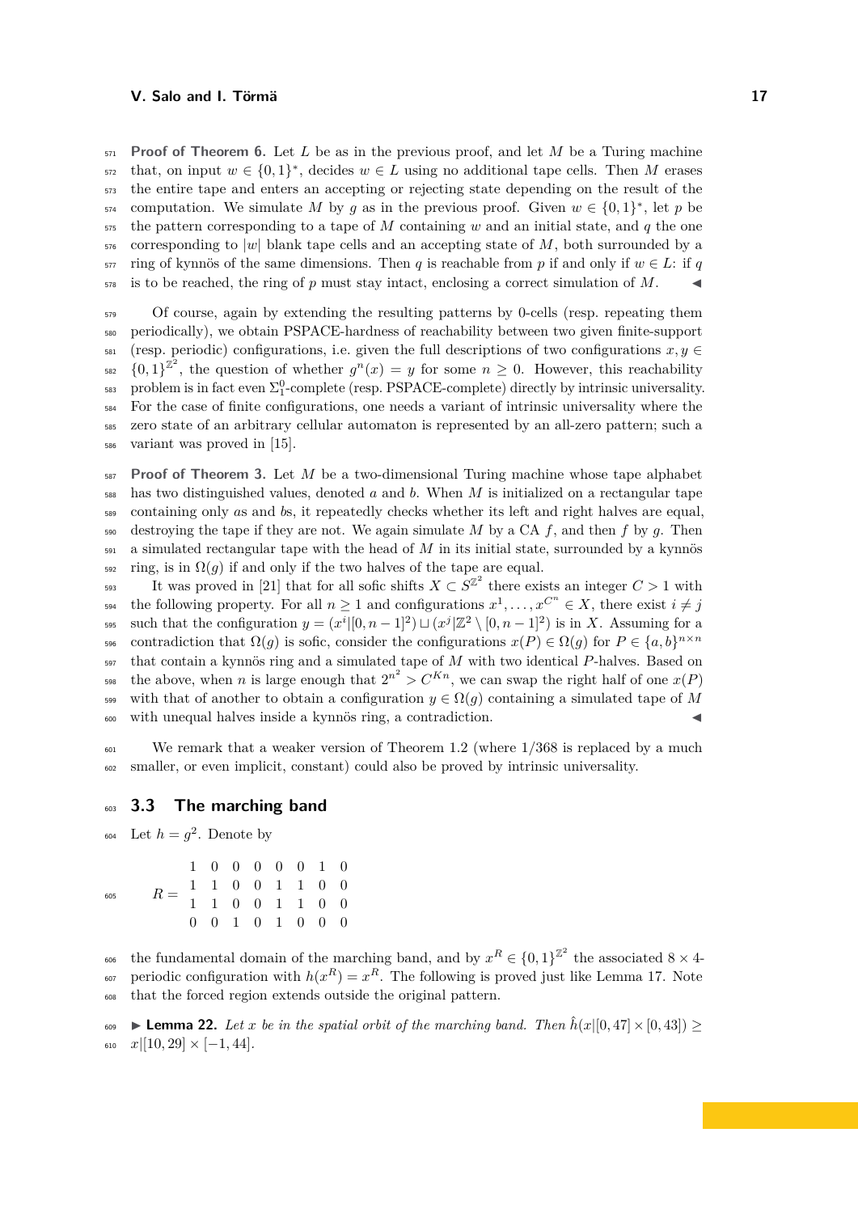**Proof of Theorem 6.** Let $L$ be as in the previous proof, and let $M$ be a Turing machine that, on input $w \in \{0,1\}^*$, decides $w \in L$ using no additional tape cells. Then $M$ erases the entire tape and enters an accepting or rejecting state depending on the result of the computation. We simulate $M$ by $g$ as in the previous proof. Given $w \in \{0,1\}^*$, let $p$ be the pattern corresponding to a tape of $M$ containing $w$ and an initial state, and $q$ the one corresponding to $|w|$ blank tape cells and an accepting state of $M$, both surrounded by a ring of kynnös of the same dimensions. Then $q$ is reachable from $p$ if and only if $w \in L$: if $q$ is to be reached, the ring of $p$ must stay intact, enclosing a correct simulation of $M$. ◀

Of course, again by extending the resulting patterns by 0-cells (resp. repeating them periodically), we obtain PSPACE-hardness of reachability between two given finite-support (resp. periodic) configurations, i.e. given the full descriptions of two configurations $x, y \in \{0,1\}^{\mathbb{Z}^2}$, the question of whether $g^n(x) = y$ for some $n \geq 0$. However, this reachability problem is in fact even $\Sigma^0_1$-complete (resp. PSPACE-complete) directly by intrinsic universality. For the case of finite configurations, one needs a variant of intrinsic universality where the zero state of an arbitrary cellular automaton is represented by an all-zero pattern; such a variant was proved in [15].

**Proof of Theorem 3.** Let $M$ be a two-dimensional Turing machine whose tape alphabet has two distinguished values, denoted $a$ and $b$. When $M$ is initialized on a rectangular tape containing only $a$s and $b$s, it repeatedly checks whether its left and right halves are equal, destroying the tape if they are not. We again simulate $M$ by a CA $f$, and then $f$ by $g$. Then a simulated rectangular tape with the head of $M$ in its initial state, surrounded by a kynnös ring, is in $\Omega(g)$ if and only if the two halves of the tape are equal.

It was proved in [21] that for all sofic shifts $X \subset S^{\mathbb{Z}^2}$ there exists an integer $C > 1$ with the following property. For all $n \geq 1$ and configurations $x^1, \ldots, x^{C^n} \in X$, there exist $i \neq j$ such that the configuration $y = (x^i|[0, n-1]^2) \sqcup (x^j|\mathbb{Z}^2 \setminus [0, n-1]^2)$ is in $X$. Assuming for a contradiction that $\Omega(g)$ is sofic, consider the configurations $x(P) \in \Omega(g)$ for $P \in \{a, b\}^{n \times n}$ that contain a kynnös ring and a simulated tape of $M$ with two identical $P$-halves. Based on the above, when $n$ is large enough that $2^{n^2} > C^{Kn}$, we can swap the right half of one $x(P)$ with that of another to obtain a configuration $y \in \Omega(g)$ containing a simulated tape of $M$ with unequal halves inside a kynnös ring, a contradiction. ◀

We remark that a weaker version of Theorem 1.2 (where 1/368 is replaced by a much smaller, or even implicit, constant) could also be proved by intrinsic universality.

### 3.3 The marching band

Let $h = g^2$. Denote by

$$R = \begin{matrix} 1 & 0 & 0 & 0 & 0 & 0 & 1 & 0 \\ 1 & 1 & 0 & 0 & 1 & 1 & 0 & 0 \\ 1 & 1 & 0 & 0 & 1 & 1 & 0 & 0 \\ 0 & 0 & 1 & 0 & 1 & 0 & 0 & 0 \end{matrix}$$

the fundamental domain of the marching band, and by $x^R \in \{0,1\}^{\mathbb{Z}^2}$ the associated $8 \times 4$-periodic configuration with $h(x^R) = x^R$. The following is proved just like Lemma 17. Note that the forced region extends outside the original pattern.

▶ **Lemma 22.** *Let $x$ be in the spatial orbit of the marching band. Then $\hat{h}(x|[0, 47] \times [0, 43]) \geq x|[10, 29] \times [-1, 44]$.*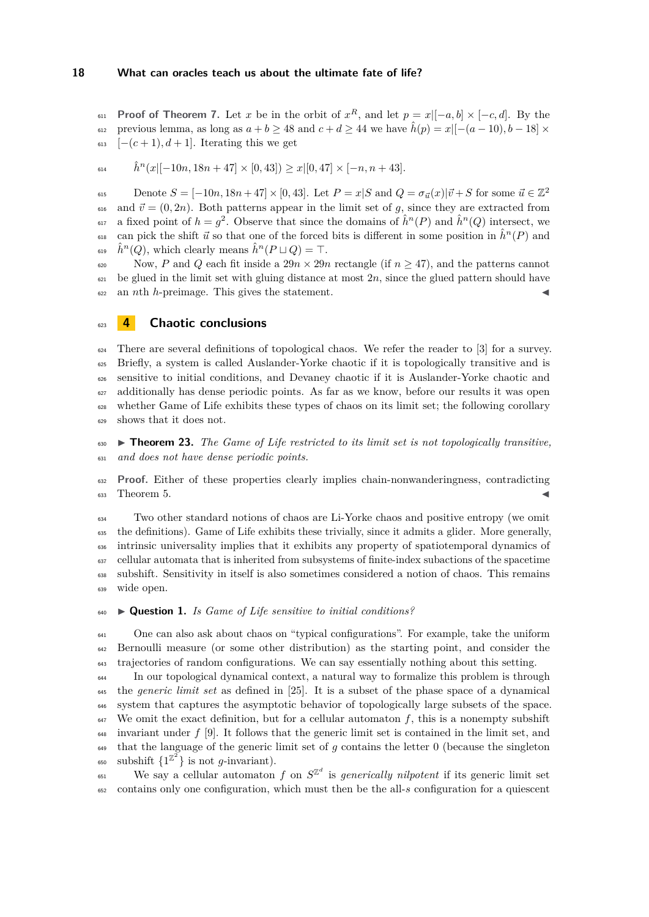**Proof of Theorem 7.** Let $x$ be in the orbit of $x^R$, and let $p = x|[-a, b] \times [-c, d]$. By the previous lemma, as long as $a + b \geq 48$ and $c + d \geq 44$ we have $\hat{h}(p) = x|[-(a-10), b-18] \times [-(c+1), d+1]$. Iterating this we get

$$\hat{h}^n(x|[-10n, 18n+47] \times [0, 43]) \geq x|[0, 47] \times [-n, n+43].$$

Denote $S = [-10n, 18n+47] \times [0, 43]$. Let $P = x|S$ and $Q = \sigma_{\vec{u}}(x)|\vec{v} + S$ for some $\vec{u} \in \mathbb{Z}^2$ and $\vec{v} = (0, 2n)$. Both patterns appear in the limit set of $g$, since they are extracted from a fixed point of $h = g^2$. Observe that since the domains of $\hat{h}^n(P)$ and $\hat{h}^n(Q)$ intersect, we can pick the shift $\vec{u}$ so that one of the forced bits is different in some position in $\hat{h}^n(P)$ and $\hat{h}^n(Q)$, which clearly means $\hat{h}^n(P \sqcup Q) = \top$.

Now, $P$ and $Q$ each fit inside a $29n \times 29n$ rectangle (if $n \geq 47$), and the patterns cannot be glued in the limit set with gluing distance at most $2n$, since the glued pattern should have an $n$th $h$-preimage. This gives the statement. ◀

## 4 Chaotic conclusions

There are several definitions of topological chaos. We refer the reader to [3] for a survey. Briefly, a system is called Auslander-Yorke chaotic if it is topologically transitive and is sensitive to initial conditions, and Devaney chaotic if it is Auslander-Yorke chaotic and additionally has dense periodic points. As far as we know, before our results it was open whether Game of Life exhibits these types of chaos on its limit set; the following corollary shows that it does not.

▶ **Theorem 23.** *The Game of Life restricted to its limit set is not topologically transitive, and does not have dense periodic points.*

**Proof.** Either of these properties clearly implies chain-nonwanderingness, contradicting Theorem 5. ◀

Two other standard notions of chaos are Li-Yorke chaos and positive entropy (we omit the definitions). Game of Life exhibits these trivially, since it admits a glider. More generally, intrinsic universality implies that it exhibits any property of spatiotemporal dynamics of cellular automata that is inherited from subsystems of finite-index subactions of the spacetime subshift. Sensitivity in itself is also sometimes considered a notion of chaos. This remains wide open.

▶ **Question 1.** *Is Game of Life sensitive to initial conditions?*

One can also ask about chaos on "typical configurations". For example, take the uniform Bernoulli measure (or some other distribution) as the starting point, and consider the trajectories of random configurations. We can say essentially nothing about this setting.

In our topological dynamical context, a natural way to formalize this problem is through the *generic limit set* as defined in [25]. It is a subset of the phase space of a dynamical system that captures the asymptotic behavior of topologically large subsets of the space. We omit the exact definition, but for a cellular automaton $f$, this is a nonempty subshift invariant under $f$ [9]. It follows that the generic limit set is contained in the limit set, and that the language of the generic limit set of $g$ contains the letter 0 (because the singleton subshift $\{1^{\mathbb{Z}^2}\}$ is not $g$-invariant).

We say a cellular automaton $f$ on $S^{\mathbb{Z}^d}$ is *generically nilpotent* if its generic limit set contains only one configuration, which must then be the all-$s$ configuration for a quiescent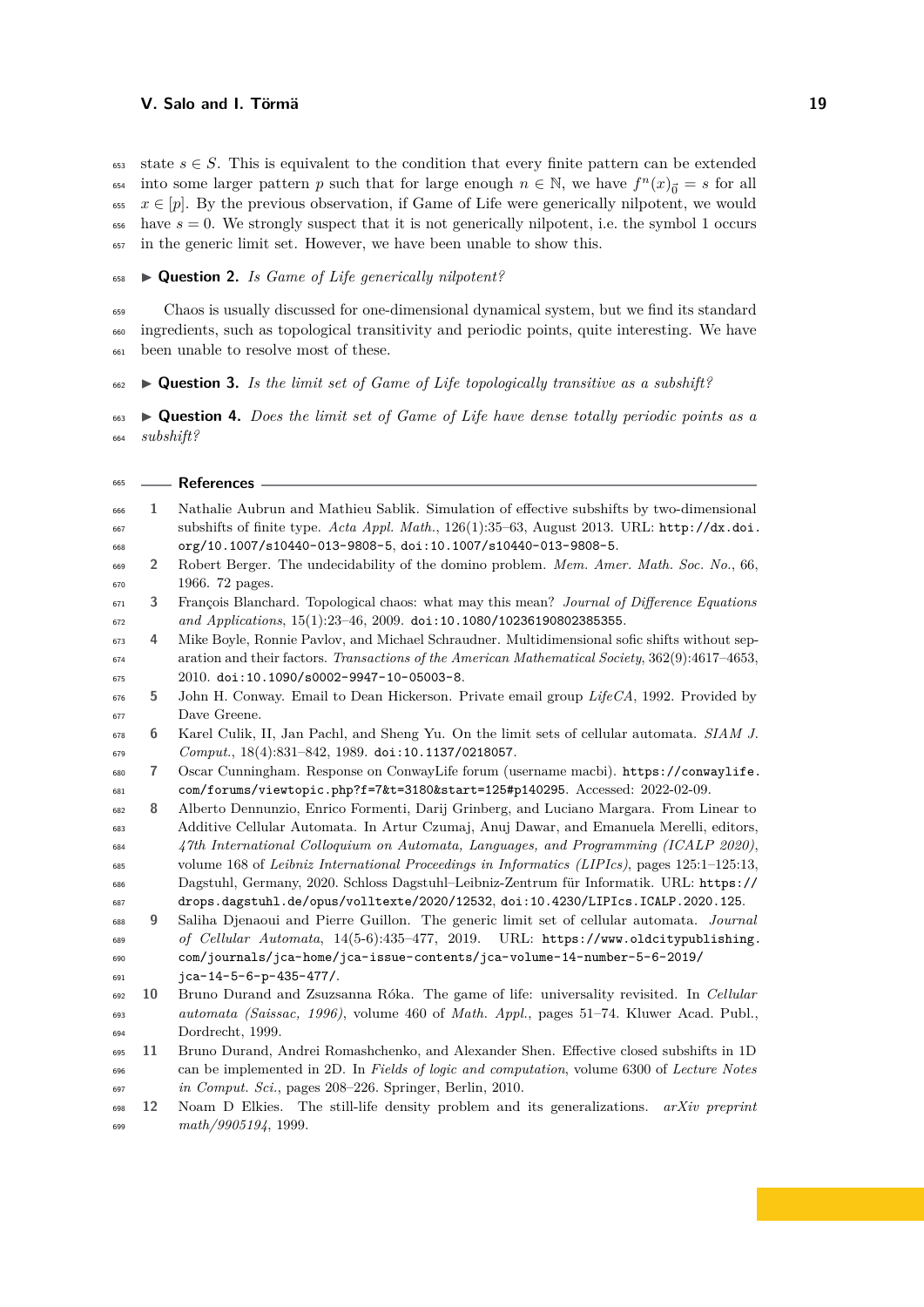state $s \in S$. This is equivalent to the condition that every finite pattern can be extended into some larger pattern $p$ such that for large enough $n \in \mathbb{N}$, we have $f^n(x)_{\vec{0}} = s$ for all $x \in [p]$. By the previous observation, if Game of Life were generically nilpotent, we would have $s = 0$. We strongly suspect that it is not generically nilpotent, i.e. the symbol 1 occurs in the generic limit set. However, we have been unable to show this.

▶ **Question 2.** *Is Game of Life generically nilpotent?*

Chaos is usually discussed for one-dimensional dynamical system, but we find its standard ingredients, such as topological transitivity and periodic points, quite interesting. We have been unable to resolve most of these.

▶ **Question 3.** *Is the limit set of Game of Life topologically transitive as a subshift?*

▶ **Question 4.** *Does the limit set of Game of Life have dense totally periodic points as a subshift?*

## References

1. Nathalie Aubrun and Mathieu Sablik. Simulation of effective subshifts by two-dimensional subshifts of finite type. *Acta Appl. Math.*, 126(1):35–63, August 2013. URL: `http://dx.doi.org/10.1007/s10440-013-9808-5`, `doi:10.1007/s10440-013-9808-5`.
2. Robert Berger. The undecidability of the domino problem. *Mem. Amer. Math. Soc. No.*, 66, 1966. 72 pages.
3. François Blanchard. Topological chaos: what may this mean? *Journal of Difference Equations and Applications*, 15(1):23–46, 2009. `doi:10.1080/10236190802385355`.
4. Mike Boyle, Ronnie Pavlov, and Michael Schraudner. Multidimensional sofic shifts without separation and their factors. *Transactions of the American Mathematical Society*, 362(9):4617–4653, 2010. `doi:10.1090/s0002-9947-10-05003-8`.
5. John H. Conway. Email to Dean Hickerson. Private email group *LifeCA*, 1992. Provided by Dave Greene.
6. Karel Culik, II, Jan Pachl, and Sheng Yu. On the limit sets of cellular automata. *SIAM J. Comput.*, 18(4):831–842, 1989. `doi:10.1137/0218057`.
7. Oscar Cunningham. Response on ConwayLife forum (username macbi). `https://conwaylife.com/forums/viewtopic.php?f=7&t=3180&start=125#p140295`. Accessed: 2022-02-09.
8. Alberto Dennunzio, Enrico Formenti, Darij Grinberg, and Luciano Margara. From Linear to Additive Cellular Automata. In Artur Czumaj, Anuj Dawar, and Emanuela Merelli, editors, *47th International Colloquium on Automata, Languages, and Programming (ICALP 2020)*, volume 168 of *Leibniz International Proceedings in Informatics (LIPIcs)*, pages 125:1–125:13, Dagstuhl, Germany, 2020. Schloss Dagstuhl–Leibniz-Zentrum für Informatik. URL: `https://drops.dagstuhl.de/opus/volltexte/2020/12532`, `doi:10.4230/LIPIcs.ICALP.2020.125`.
9. Saliha Djenaoui and Pierre Guillon. The generic limit set of cellular automata. *Journal of Cellular Automata*, 14(5-6):435–477, 2019. URL: `https://www.oldcitypublishing.com/journals/jca-home/jca-issue-contents/jca-volume-14-number-5-6-2019/jca-14-5-6-p-435-477/`.
10. Bruno Durand and Zsuzsanna Róka. The game of life: universality revisited. In *Cellular automata (Saissac, 1996)*, volume 460 of *Math. Appl.*, pages 51–74. Kluwer Acad. Publ., Dordrecht, 1999.
11. Bruno Durand, Andrei Romashchenko, and Alexander Shen. Effective closed subshifts in 1D can be implemented in 2D. In *Fields of logic and computation*, volume 6300 of *Lecture Notes in Comput. Sci.*, pages 208–226. Springer, Berlin, 2010.
12. Noam D Elkies. The still-life density problem and its generalizations. *arXiv preprint math/9905194*, 1999.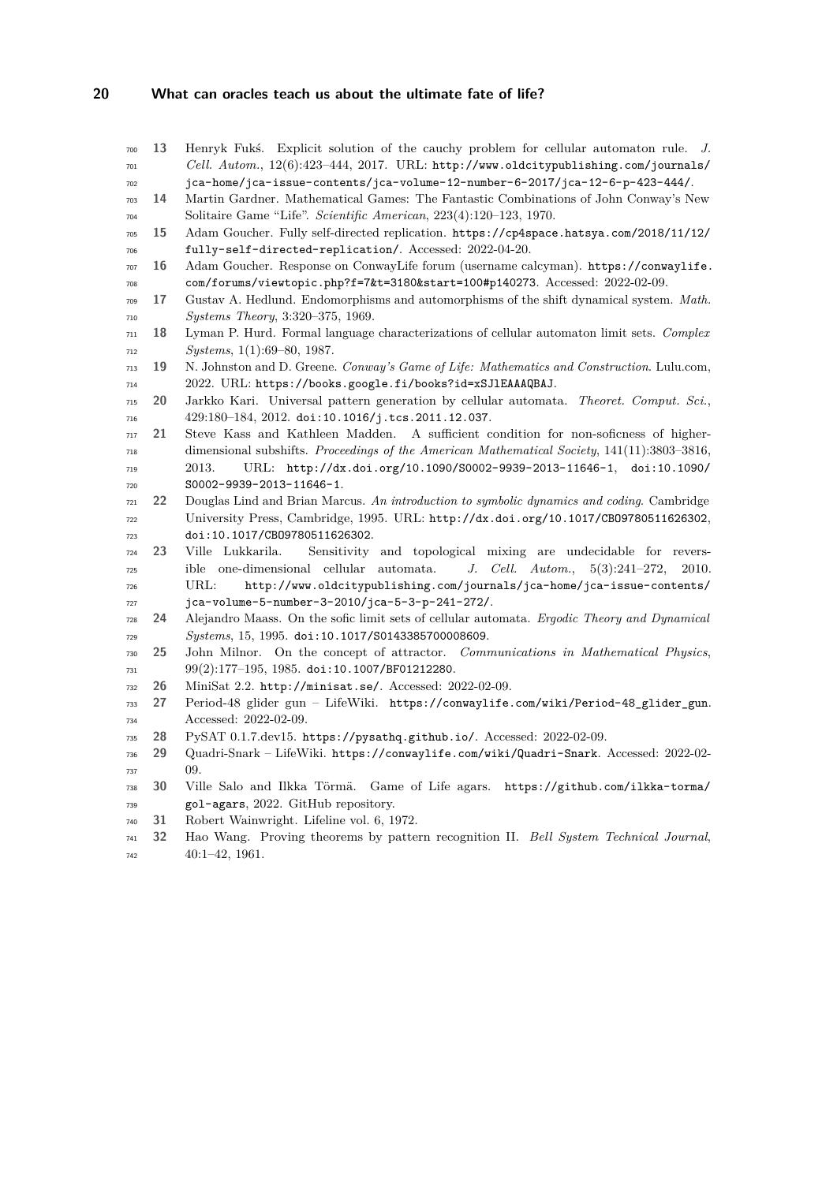13 Henryk Fukś. Explicit solution of the cauchy problem for cellular automaton rule. *J. Cell. Autom.*, 12(6):423–444, 2017. URL: http://www.oldcitypublishing.com/journals/jca-home/jca-issue-contents/jca-volume-12-number-6-2017/jca-12-6-p-423-444/.

14 Martin Gardner. Mathematical Games: The Fantastic Combinations of John Conway's New Solitaire Game "Life". *Scientific American*, 223(4):120–123, 1970.

15 Adam Goucher. Fully self-directed replication. https://cp4space.hatsya.com/2018/11/12/fully-self-directed-replication/. Accessed: 2022-04-20.

16 Adam Goucher. Response on ConwayLife forum (username calcyman). https://conwaylife.com/forums/viewtopic.php?f=7&t=3180&start=100#p140273. Accessed: 2022-02-09.

17 Gustav A. Hedlund. Endomorphisms and automorphisms of the shift dynamical system. *Math. Systems Theory*, 3:320–375, 1969.

18 Lyman P. Hurd. Formal language characterizations of cellular automaton limit sets. *Complex Systems*, 1(1):69–80, 1987.

19 N. Johnston and D. Greene. *Conway's Game of Life: Mathematics and Construction*. Lulu.com, 2022. URL: https://books.google.fi/books?id=xSJlEAAAQBAJ.

20 Jarkko Kari. Universal pattern generation by cellular automata. *Theoret. Comput. Sci.*, 429:180–184, 2012. doi:10.1016/j.tcs.2011.12.037.

21 Steve Kass and Kathleen Madden. A sufficient condition for non-soficness of higher-dimensional subshifts. *Proceedings of the American Mathematical Society*, 141(11):3803–3816, 2013. URL: http://dx.doi.org/10.1090/S0002-9939-2013-11646-1, doi:10.1090/S0002-9939-2013-11646-1.

22 Douglas Lind and Brian Marcus. *An introduction to symbolic dynamics and coding*. Cambridge University Press, Cambridge, 1995. URL: http://dx.doi.org/10.1017/CBO9780511626302, doi:10.1017/CBO9780511626302.

23 Ville Lukkarila. Sensitivity and topological mixing are undecidable for reversible one-dimensional cellular automata. *J. Cell. Autom.*, 5(3):241–272, 2010. URL: http://www.oldcitypublishing.com/journals/jca-home/jca-issue-contents/jca-volume-5-number-3-2010/jca-5-3-p-241-272/.

24 Alejandro Maass. On the sofic limit sets of cellular automata. *Ergodic Theory and Dynamical Systems*, 15, 1995. doi:10.1017/S0143385700008609.

25 John Milnor. On the concept of attractor. *Communications in Mathematical Physics*, 99(2):177–195, 1985. doi:10.1007/BF01212280.

26 MiniSat 2.2. http://minisat.se/. Accessed: 2022-02-09.

27 Period-48 glider gun – LifeWiki. https://conwaylife.com/wiki/Period-48_glider_gun. Accessed: 2022-02-09.

28 PySAT 0.1.7.dev15. https://pysathq.github.io/. Accessed: 2022-02-09.

29 Quadri-Snark – LifeWiki. https://conwaylife.com/wiki/Quadri-Snark. Accessed: 2022-02-09.

30 Ville Salo and Ilkka Törmä. Game of Life agars. https://github.com/ilkka-torma/gol-agars, 2022. GitHub repository.

31 Robert Wainwright. Lifeline vol. 6, 1972.

32 Hao Wang. Proving theorems by pattern recognition II. *Bell System Technical Journal*, 40:1–42, 1961.